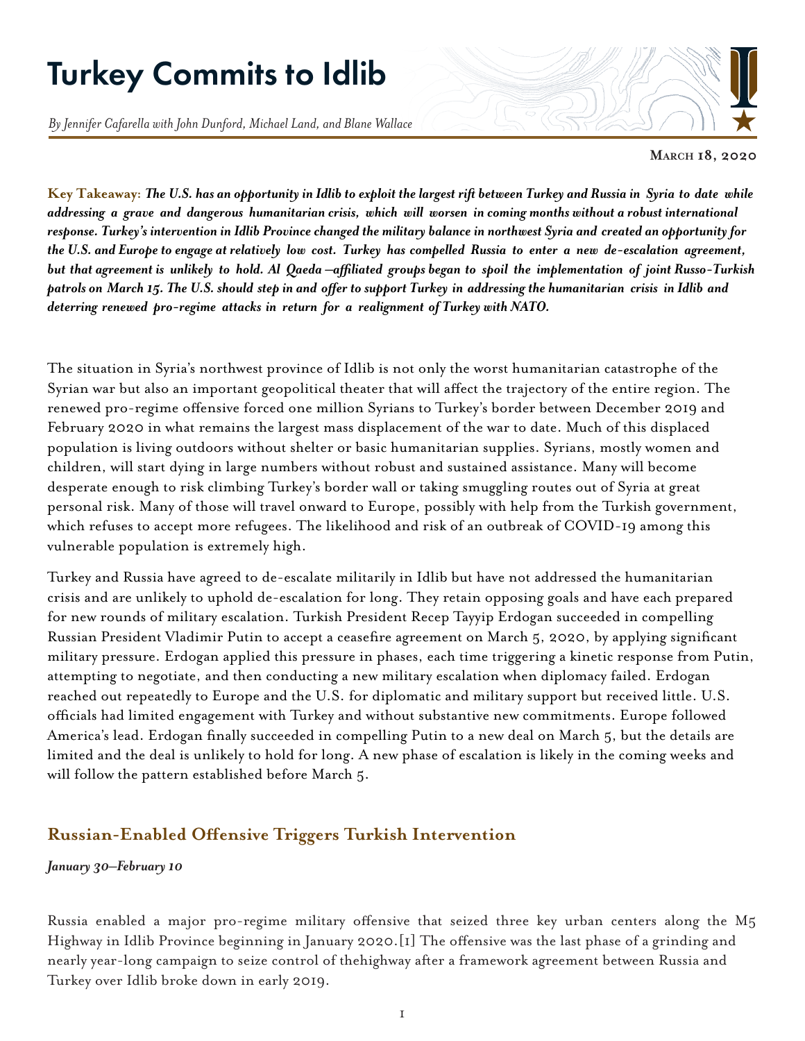# Turkey Commits to Idlib

*By Jennifer Cafarella with John Dunford, Michael Land, and Blane Wallace*

**March 18, 2020**

**Key Takeaway:** ***The U.S. has an opportunity in Idlib to exploit the largest rift between Turkey and Russia in Syria to date while addressing a grave and dangerous humanitarian crisis, which will worsen in coming months without a robust international response. Turkey's intervention in Idlib Province changed the military balance in northwest Syria and created an opportunity for the U.S. and Europe to engage at relatively low cost. Turkey has compelled Russia to enter a new de-escalation agreement, but that agreement is unlikely to hold. Al Qaeda–affiliated groups began to spoil the implementation of joint Russo-Turkish patrols on March 15. The U.S. should step in and offer to support Turkey in addressing the humanitarian crisis in Idlib and deterring renewed pro-regime attacks in return for a realignment of Turkey with NATO.***

The situation in Syria's northwest province of Idlib is not only the worst humanitarian catastrophe of the Syrian war but also an important geopolitical theater that will affect the trajectory of the entire region. The renewed pro-regime offensive forced one million Syrians to Turkey's border between December 2019 and February 2020 in what remains the largest mass displacement of the war to date. Much of this displaced population is living outdoors without shelter or basic humanitarian supplies. Syrians, mostly women and children, will start dying in large numbers without robust and sustained assistance. Many will become desperate enough to risk climbing Turkey's border wall or taking smuggling routes out of Syria at great personal risk. Many of those will travel onward to Europe, possibly with help from the Turkish government, which refuses to accept more refugees. The likelihood and risk of an outbreak of COVID-19 among this vulnerable population is extremely high.

Turkey and Russia have agreed to de-escalate militarily in Idlib but have not addressed the humanitarian crisis and are unlikely to uphold de-escalation for long. They retain opposing goals and have each prepared for new rounds of military escalation. Turkish President Recep Tayyip Erdogan succeeded in compelling Russian President Vladimir Putin to accept a ceasefire agreement on March 5, 2020, by applying significant military pressure. Erdogan applied this pressure in phases, each time triggering a kinetic response from Putin, attempting to negotiate, and then conducting a new military escalation when diplomacy failed. Erdogan reached out repeatedly to Europe and the U.S. for diplomatic and military support but received little. U.S. officials had limited engagement with Turkey and without substantive new commitments. Europe followed America's lead. Erdogan finally succeeded in compelling Putin to a new deal on March 5, but the details are limited and the deal is unlikely to hold for long. A new phase of escalation is likely in the coming weeks and will follow the pattern established before March 5.

## Russian-Enabled Offensive Triggers Turkish Intervention

*January 30–February 10*

Russia enabled a major pro-regime military offensive that seized three key urban centers along the M5 Highway in Idlib Province beginning in January 2020.[1] The offensive was the last phase of a grinding and nearly year-long campaign to seize control of thehighway after a framework agreement between Russia and Turkey over Idlib broke down in early 2019.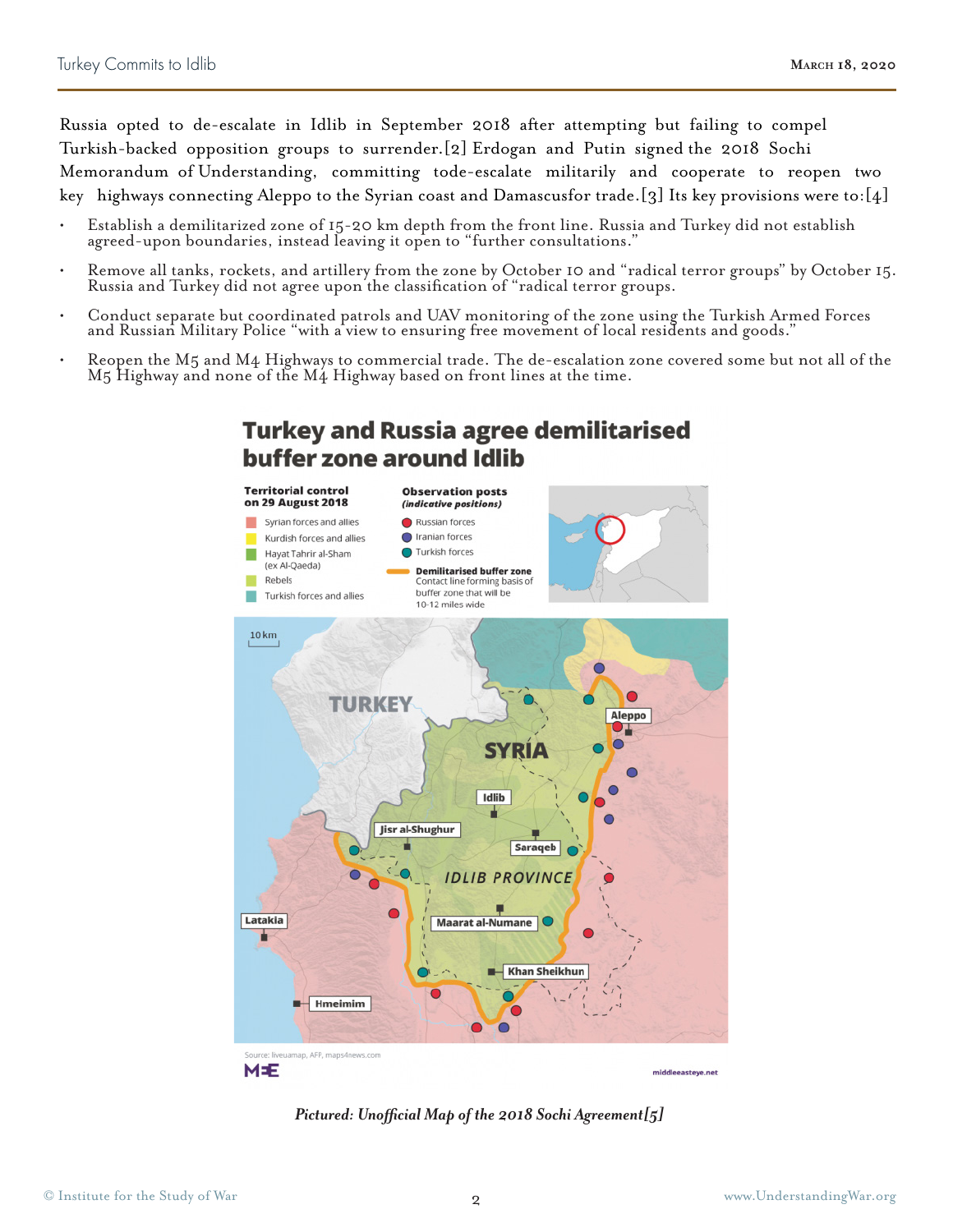Russia opted to de-escalate in Idlib in September 2018 after attempting but failing to compel Turkish-backed opposition groups to surrender.[2] Erdogan and Putin signed the 2018 Sochi Memorandum of Understanding, committing tode-escalate militarily and cooperate to reopen two key highways connecting Aleppo to the Syrian coast and Damascusfor trade.[3] Its key provisions were to:[4]

- Establish a demilitarized zone of 15-20 km depth from the front line. Russia and Turkey did not establish agreed-upon boundaries, instead leaving it open to "further consultations."
- Remove all tanks, rockets, and artillery from the zone by October 10 and "radical terror groups" by October 15. Russia and Turkey did not agree upon the classification of "radical terror groups.
- Conduct separate but coordinated patrols and UAV monitoring of the zone using the Turkish Armed Forces and Russian Military Police "with a view to ensuring free movement of local residents and goods."
- Reopen the M5 and M4 Highways to commercial trade. The de-escalation zone covered some but not all of the M5 Highway and none of the M4 Highway based on front lines at the time.

*Pictured: Unofficial Map of the 2018 Sochi Agreement[5]*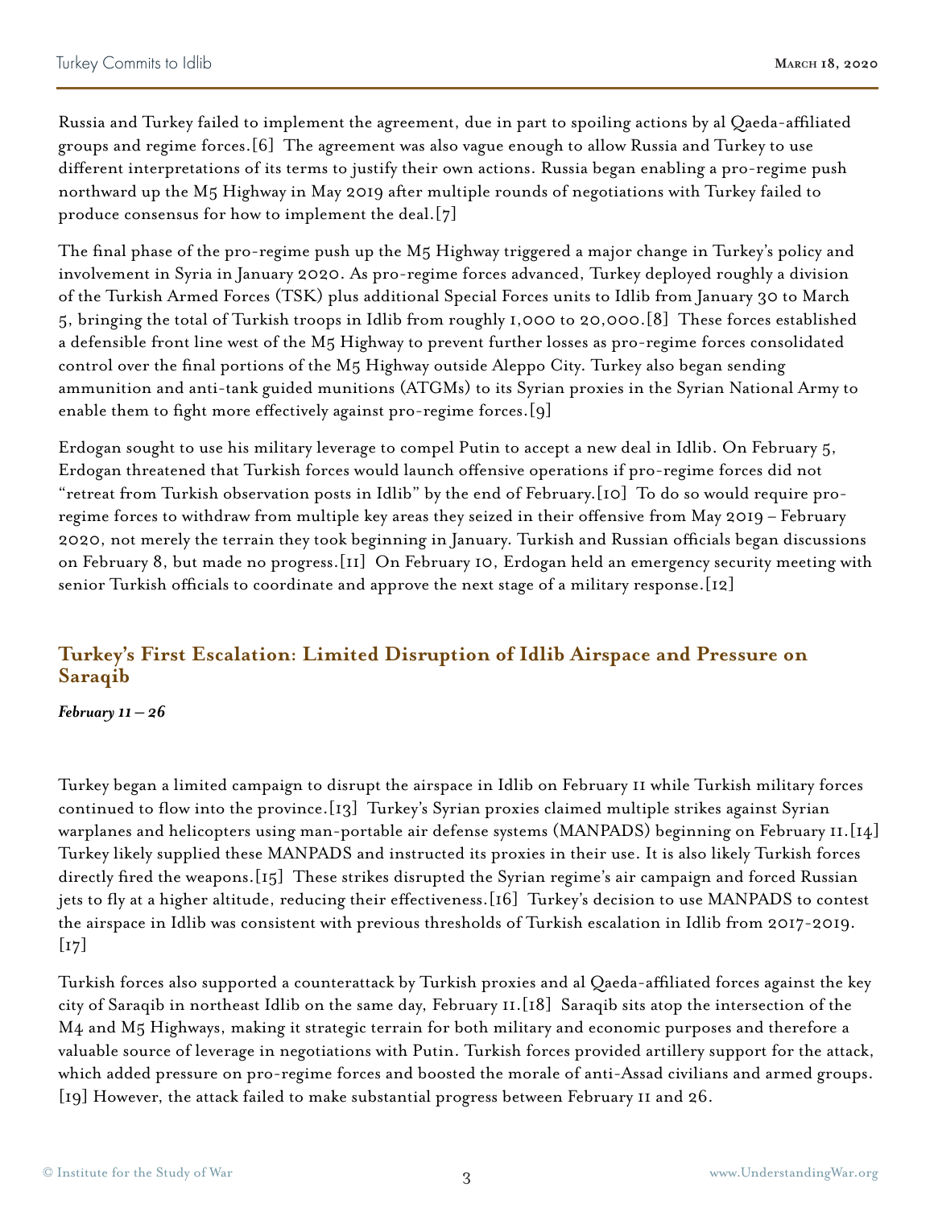Russia and Turkey failed to implement the agreement, due in part to spoiling actions by al Qaeda-affiliated groups and regime forces.[6] The agreement was also vague enough to allow Russia and Turkey to use different interpretations of its terms to justify their own actions. Russia began enabling a pro-regime push northward up the M5 Highway in May 2019 after multiple rounds of negotiations with Turkey failed to produce consensus for how to implement the deal.[7]

The final phase of the pro-regime push up the M5 Highway triggered a major change in Turkey's policy and involvement in Syria in January 2020. As pro-regime forces advanced, Turkey deployed roughly a division of the Turkish Armed Forces (TSK) plus additional Special Forces units to Idlib from January 30 to March 5, bringing the total of Turkish troops in Idlib from roughly 1,000 to 20,000.[8] These forces established a defensible front line west of the M5 Highway to prevent further losses as pro-regime forces consolidated control over the final portions of the M5 Highway outside Aleppo City. Turkey also began sending ammunition and anti-tank guided munitions (ATGMs) to its Syrian proxies in the Syrian National Army to enable them to fight more effectively against pro-regime forces.[9]

Erdogan sought to use his military leverage to compel Putin to accept a new deal in Idlib. On February 5, Erdogan threatened that Turkish forces would launch offensive operations if pro-regime forces did not "retreat from Turkish observation posts in Idlib" by the end of February.[10] To do so would require pro-regime forces to withdraw from multiple key areas they seized in their offensive from May 2019 – February 2020, not merely the terrain they took beginning in January. Turkish and Russian officials began discussions on February 8, but made no progress.[11] On February 10, Erdogan held an emergency security meeting with senior Turkish officials to coordinate and approve the next stage of a military response.[12]

## Turkey's First Escalation: Limited Disruption of Idlib Airspace and Pressure on Saraqib

***February 11 – 26***

Turkey began a limited campaign to disrupt the airspace in Idlib on February 11 while Turkish military forces continued to flow into the province.[13] Turkey's Syrian proxies claimed multiple strikes against Syrian warplanes and helicopters using man-portable air defense systems (MANPADS) beginning on February 11.[14] Turkey likely supplied these MANPADS and instructed its proxies in their use. It is also likely Turkish forces directly fired the weapons.[15] These strikes disrupted the Syrian regime's air campaign and forced Russian jets to fly at a higher altitude, reducing their effectiveness.[16] Turkey's decision to use MANPADS to contest the airspace in Idlib was consistent with previous thresholds of Turkish escalation in Idlib from 2017-2019.[17]

Turkish forces also supported a counterattack by Turkish proxies and al Qaeda-affiliated forces against the key city of Saraqib in northeast Idlib on the same day, February 11.[18] Saraqib sits atop the intersection of the M4 and M5 Highways, making it strategic terrain for both military and economic purposes and therefore a valuable source of leverage in negotiations with Putin. Turkish forces provided artillery support for the attack, which added pressure on pro-regime forces and boosted the morale of anti-Assad civilians and armed groups.[19] However, the attack failed to make substantial progress between February 11 and 26.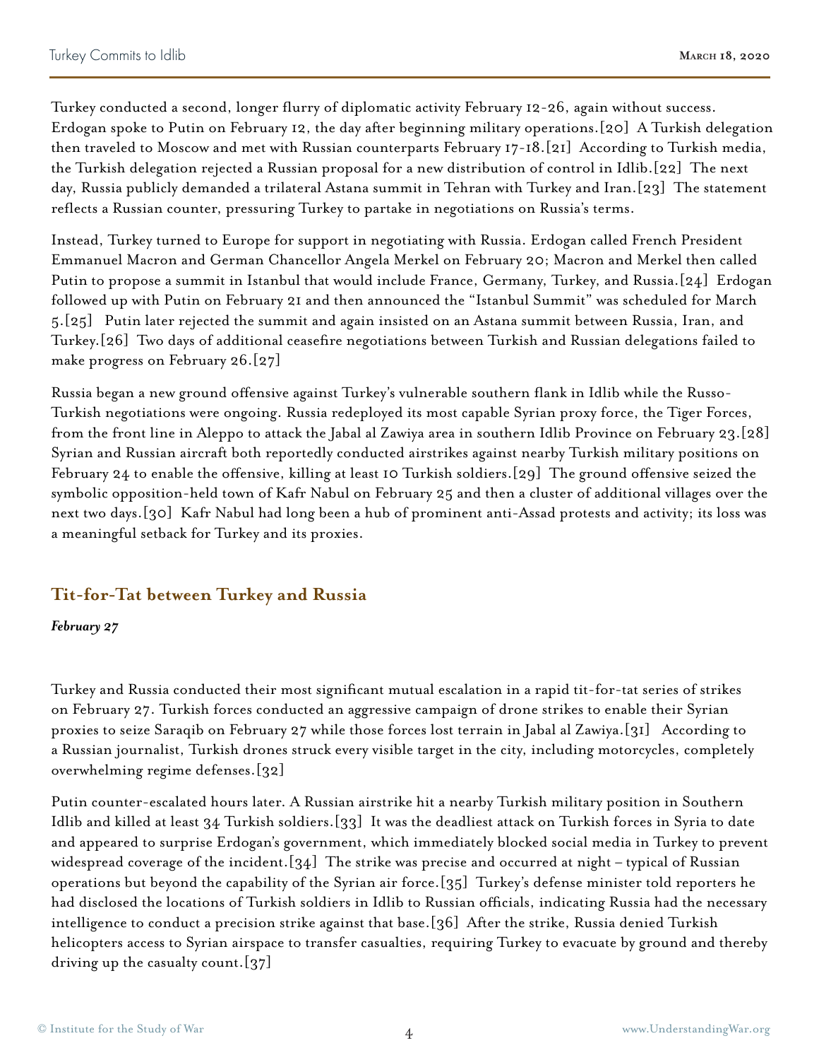Turkey conducted a second, longer flurry of diplomatic activity February 12-26, again without success. Erdogan spoke to Putin on February 12, the day after beginning military operations.[20] A Turkish delegation then traveled to Moscow and met with Russian counterparts February 17-18.[21] According to Turkish media, the Turkish delegation rejected a Russian proposal for a new distribution of control in Idlib.[22] The next day, Russia publicly demanded a trilateral Astana summit in Tehran with Turkey and Iran.[23] The statement reflects a Russian counter, pressuring Turkey to partake in negotiations on Russia's terms.

Instead, Turkey turned to Europe for support in negotiating with Russia. Erdogan called French President Emmanuel Macron and German Chancellor Angela Merkel on February 20; Macron and Merkel then called Putin to propose a summit in Istanbul that would include France, Germany, Turkey, and Russia.[24] Erdogan followed up with Putin on February 21 and then announced the "Istanbul Summit" was scheduled for March 5.[25] Putin later rejected the summit and again insisted on an Astana summit between Russia, Iran, and Turkey.[26] Two days of additional ceasefire negotiations between Turkish and Russian delegations failed to make progress on February 26.[27]

Russia began a new ground offensive against Turkey's vulnerable southern flank in Idlib while the Russo-Turkish negotiations were ongoing. Russia redeployed its most capable Syrian proxy force, the Tiger Forces, from the front line in Aleppo to attack the Jabal al Zawiya area in southern Idlib Province on February 23.[28] Syrian and Russian aircraft both reportedly conducted airstrikes against nearby Turkish military positions on February 24 to enable the offensive, killing at least 10 Turkish soldiers.[29] The ground offensive seized the symbolic opposition-held town of Kafr Nabul on February 25 and then a cluster of additional villages over the next two days.[30] Kafr Nabul had long been a hub of prominent anti-Assad protests and activity; its loss was a meaningful setback for Turkey and its proxies.

## Tit-for-Tat between Turkey and Russia

***February 27***

Turkey and Russia conducted their most significant mutual escalation in a rapid tit-for-tat series of strikes on February 27. Turkish forces conducted an aggressive campaign of drone strikes to enable their Syrian proxies to seize Saraqib on February 27 while those forces lost terrain in Jabal al Zawiya.[31] According to a Russian journalist, Turkish drones struck every visible target in the city, including motorcycles, completely overwhelming regime defenses.[32]

Putin counter-escalated hours later. A Russian airstrike hit a nearby Turkish military position in Southern Idlib and killed at least 34 Turkish soldiers.[33] It was the deadliest attack on Turkish forces in Syria to date and appeared to surprise Erdogan's government, which immediately blocked social media in Turkey to prevent widespread coverage of the incident.[34] The strike was precise and occurred at night – typical of Russian operations but beyond the capability of the Syrian air force.[35] Turkey's defense minister told reporters he had disclosed the locations of Turkish soldiers in Idlib to Russian officials, indicating Russia had the necessary intelligence to conduct a precision strike against that base.[36] After the strike, Russia denied Turkish helicopters access to Syrian airspace to transfer casualties, requiring Turkey to evacuate by ground and thereby driving up the casualty count.[37]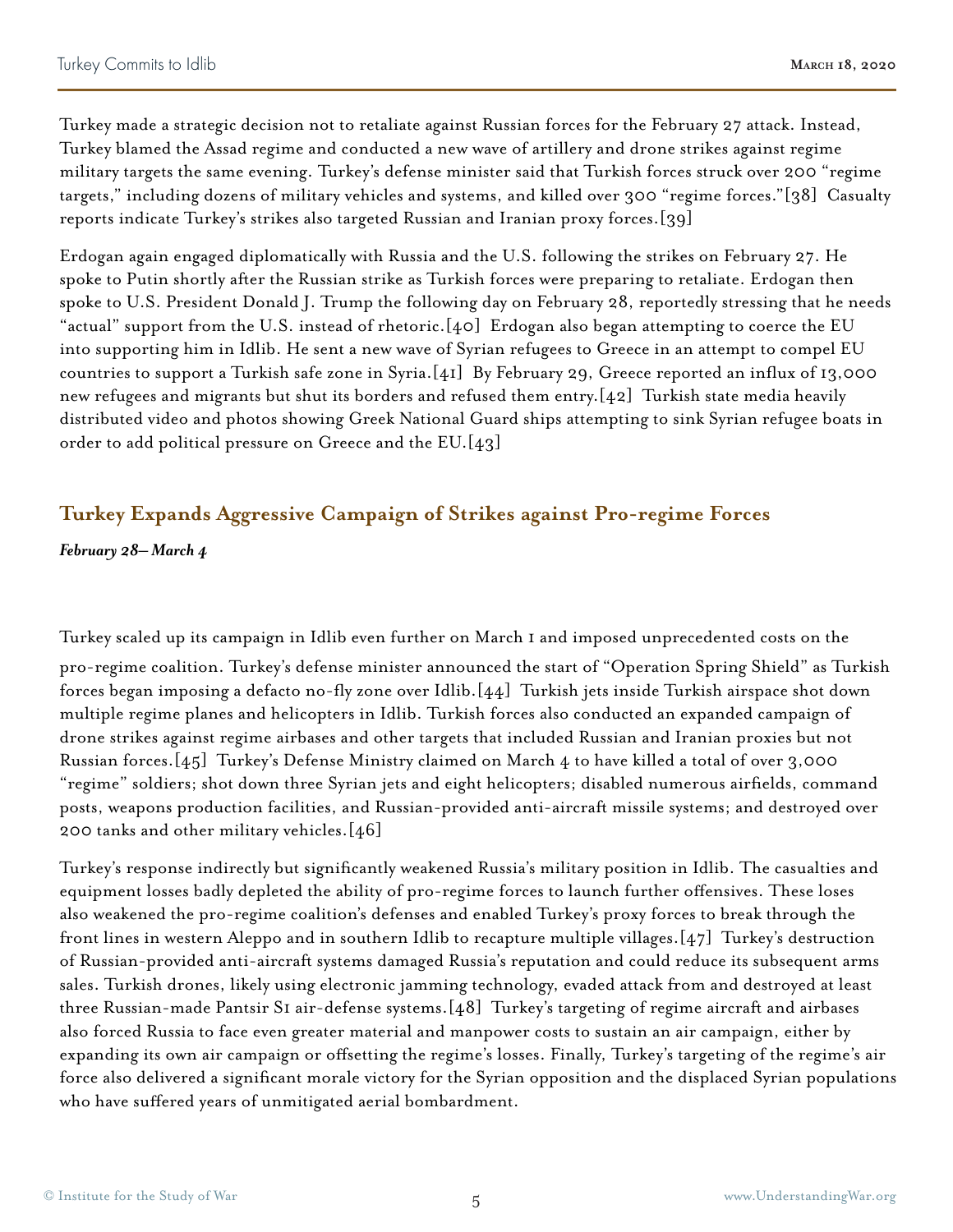Turkey made a strategic decision not to retaliate against Russian forces for the February 27 attack. Instead, Turkey blamed the Assad regime and conducted a new wave of artillery and drone strikes against regime military targets the same evening. Turkey's defense minister said that Turkish forces struck over 200 "regime targets," including dozens of military vehicles and systems, and killed over 300 "regime forces."[38] Casualty reports indicate Turkey's strikes also targeted Russian and Iranian proxy forces.[39]

Erdogan again engaged diplomatically with Russia and the U.S. following the strikes on February 27. He spoke to Putin shortly after the Russian strike as Turkish forces were preparing to retaliate. Erdogan then spoke to U.S. President Donald J. Trump the following day on February 28, reportedly stressing that he needs "actual" support from the U.S. instead of rhetoric.[40] Erdogan also began attempting to coerce the EU into supporting him in Idlib. He sent a new wave of Syrian refugees to Greece in an attempt to compel EU countries to support a Turkish safe zone in Syria.[41] By February 29, Greece reported an influx of 13,000 new refugees and migrants but shut its borders and refused them entry.[42] Turkish state media heavily distributed video and photos showing Greek National Guard ships attempting to sink Syrian refugee boats in order to add political pressure on Greece and the EU.[43]

## Turkey Expands Aggressive Campaign of Strikes against Pro-regime Forces

***February 28– March 4***

Turkey scaled up its campaign in Idlib even further on March 1 and imposed unprecedented costs on the pro-regime coalition. Turkey's defense minister announced the start of "Operation Spring Shield" as Turkish forces began imposing a defacto no-fly zone over Idlib.[44] Turkish jets inside Turkish airspace shot down multiple regime planes and helicopters in Idlib. Turkish forces also conducted an expanded campaign of drone strikes against regime airbases and other targets that included Russian and Iranian proxies but not Russian forces.[45] Turkey's Defense Ministry claimed on March 4 to have killed a total of over 3,000 "regime" soldiers; shot down three Syrian jets and eight helicopters; disabled numerous airfields, command posts, weapons production facilities, and Russian-provided anti-aircraft missile systems; and destroyed over 200 tanks and other military vehicles.[46]

Turkey's response indirectly but significantly weakened Russia's military position in Idlib. The casualties and equipment losses badly depleted the ability of pro-regime forces to launch further offensives. These loses also weakened the pro-regime coalition's defenses and enabled Turkey's proxy forces to break through the front lines in western Aleppo and in southern Idlib to recapture multiple villages.[47] Turkey's destruction of Russian-provided anti-aircraft systems damaged Russia's reputation and could reduce its subsequent arms sales. Turkish drones, likely using electronic jamming technology, evaded attack from and destroyed at least three Russian-made Pantsir S1 air-defense systems.[48] Turkey's targeting of regime aircraft and airbases also forced Russia to face even greater material and manpower costs to sustain an air campaign, either by expanding its own air campaign or offsetting the regime's losses. Finally, Turkey's targeting of the regime's air force also delivered a significant morale victory for the Syrian opposition and the displaced Syrian populations who have suffered years of unmitigated aerial bombardment.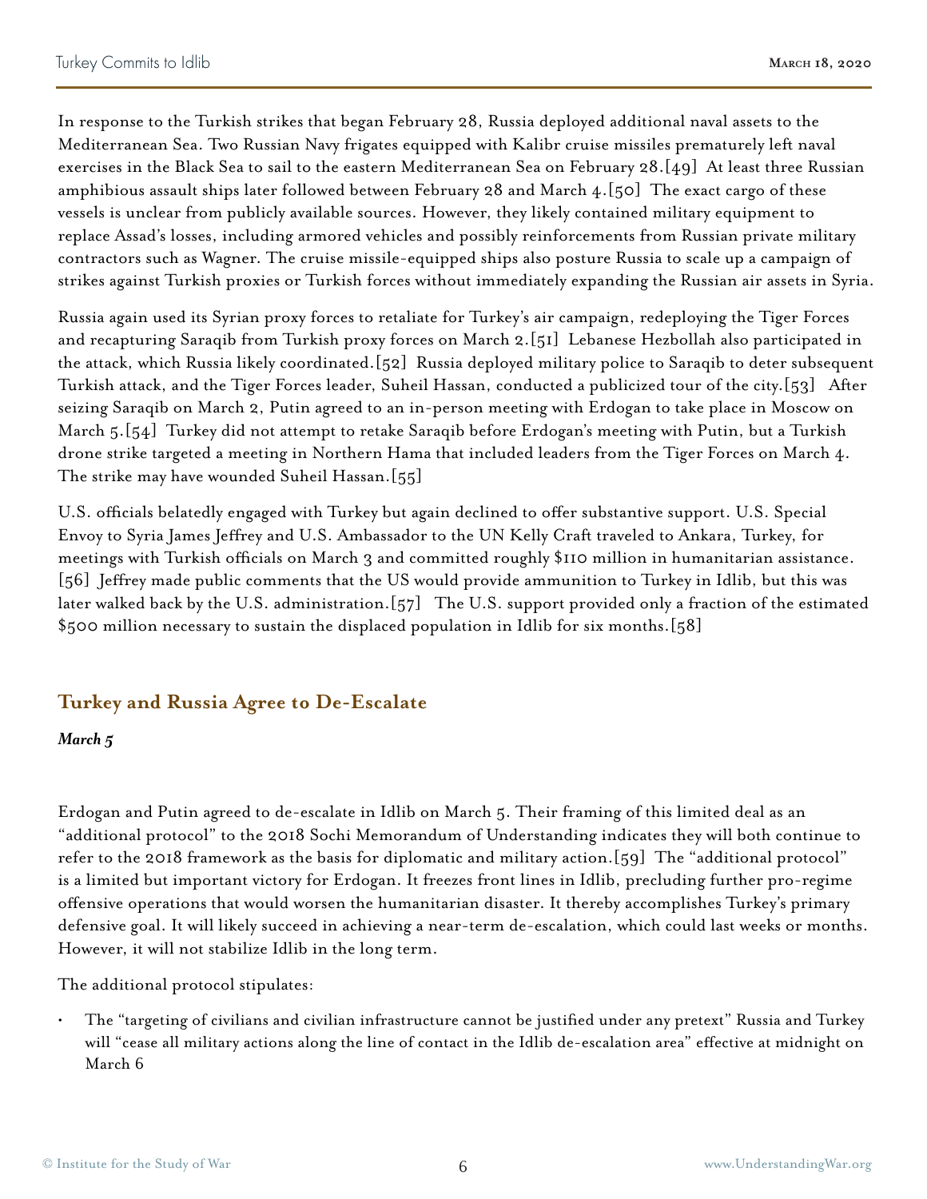In response to the Turkish strikes that began February 28, Russia deployed additional naval assets to the Mediterranean Sea. Two Russian Navy frigates equipped with Kalibr cruise missiles prematurely left naval exercises in the Black Sea to sail to the eastern Mediterranean Sea on February 28.[49] At least three Russian amphibious assault ships later followed between February 28 and March 4.[50] The exact cargo of these vessels is unclear from publicly available sources. However, they likely contained military equipment to replace Assad's losses, including armored vehicles and possibly reinforcements from Russian private military contractors such as Wagner. The cruise missile-equipped ships also posture Russia to scale up a campaign of strikes against Turkish proxies or Turkish forces without immediately expanding the Russian air assets in Syria.

Russia again used its Syrian proxy forces to retaliate for Turkey's air campaign, redeploying the Tiger Forces and recapturing Saraqib from Turkish proxy forces on March 2.[51] Lebanese Hezbollah also participated in the attack, which Russia likely coordinated.[52] Russia deployed military police to Saraqib to deter subsequent Turkish attack, and the Tiger Forces leader, Suheil Hassan, conducted a publicized tour of the city.[53] After seizing Saraqib on March 2, Putin agreed to an in-person meeting with Erdogan to take place in Moscow on March 5.[54] Turkey did not attempt to retake Saraqib before Erdogan's meeting with Putin, but a Turkish drone strike targeted a meeting in Northern Hama that included leaders from the Tiger Forces on March 4. The strike may have wounded Suheil Hassan.[55]

U.S. officials belatedly engaged with Turkey but again declined to offer substantive support. U.S. Special Envoy to Syria James Jeffrey and U.S. Ambassador to the UN Kelly Craft traveled to Ankara, Turkey, for meetings with Turkish officials on March 3 and committed roughly $110 million in humanitarian assistance. [56] Jeffrey made public comments that the US would provide ammunition to Turkey in Idlib, but this was later walked back by the U.S. administration.[57] The U.S. support provided only a fraction of the estimated $500 million necessary to sustain the displaced population in Idlib for six months.[58]

## Turkey and Russia Agree to De-Escalate

***March 5***

Erdogan and Putin agreed to de-escalate in Idlib on March 5. Their framing of this limited deal as an "additional protocol" to the 2018 Sochi Memorandum of Understanding indicates they will both continue to refer to the 2018 framework as the basis for diplomatic and military action.[59] The "additional protocol" is a limited but important victory for Erdogan. It freezes front lines in Idlib, precluding further pro-regime offensive operations that would worsen the humanitarian disaster. It thereby accomplishes Turkey's primary defensive goal. It will likely succeed in achieving a near-term de-escalation, which could last weeks or months. However, it will not stabilize Idlib in the long term.

The additional protocol stipulates:

- The "targeting of civilians and civilian infrastructure cannot be justified under any pretext" Russia and Turkey will "cease all military actions along the line of contact in the Idlib de-escalation area" effective at midnight on March 6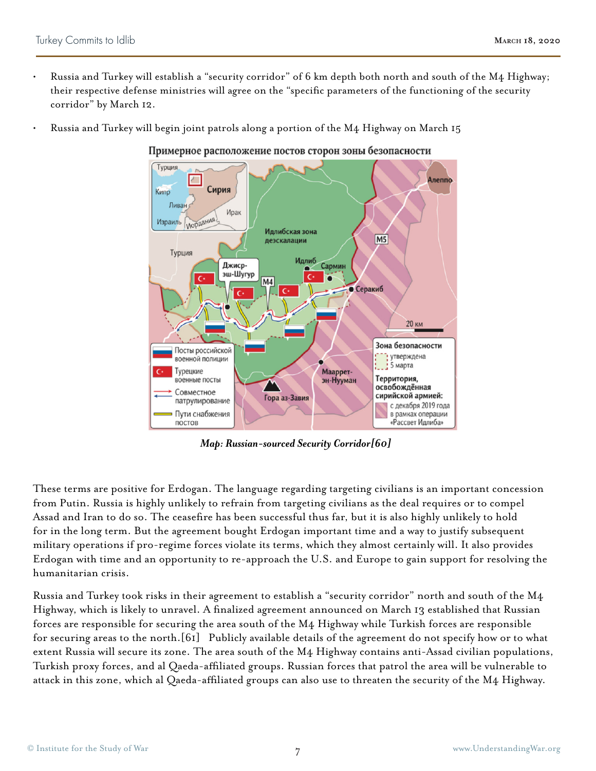- Russia and Turkey will establish a "security corridor" of 6 km depth both north and south of the M4 Highway; their respective defense ministries will agree on the "specific parameters of the functioning of the security corridor" by March 12.
- Russia and Turkey will begin joint patrols along a portion of the M4 Highway on March 15

*Map: Russian-sourced Security Corridor[60]*

These terms are positive for Erdogan. The language regarding targeting civilians is an important concession from Putin. Russia is highly unlikely to refrain from targeting civilians as the deal requires or to compel Assad and Iran to do so. The ceasefire has been successful thus far, but it is also highly unlikely to hold for in the long term. But the agreement bought Erdogan important time and a way to justify subsequent military operations if pro-regime forces violate its terms, which they almost certainly will. It also provides Erdogan with time and an opportunity to re-approach the U.S. and Europe to gain support for resolving the humanitarian crisis.

Russia and Turkey took risks in their agreement to establish a "security corridor" north and south of the M4 Highway, which is likely to unravel. A finalized agreement announced on March 13 established that Russian forces are responsible for securing the area south of the M4 Highway while Turkish forces are responsible for securing areas to the north.[61] Publicly available details of the agreement do not specify how or to what extent Russia will secure its zone. The area south of the M4 Highway contains anti-Assad civilian populations, Turkish proxy forces, and al Qaeda-affiliated groups. Russian forces that patrol the area will be vulnerable to attack in this zone, which al Qaeda-affiliated groups can also use to threaten the security of the M4 Highway.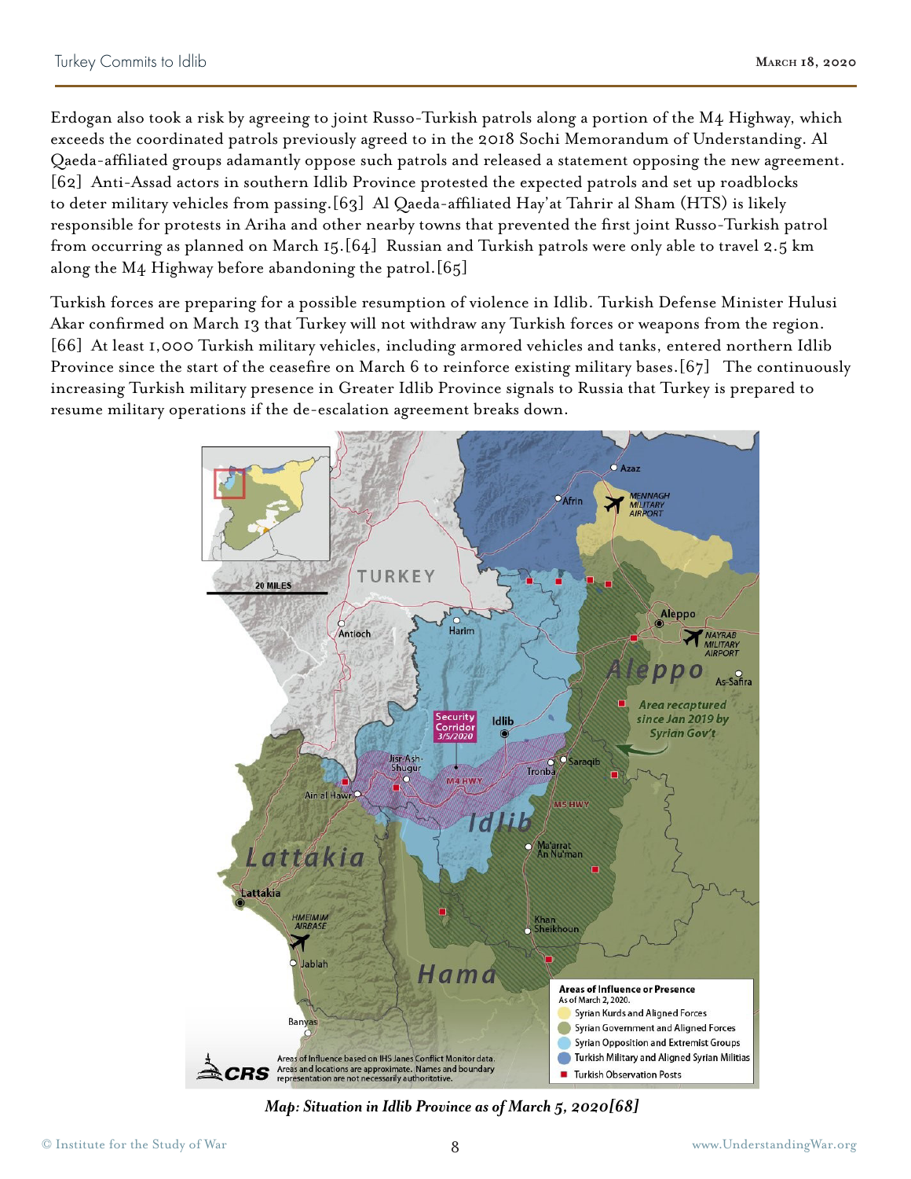Erdogan also took a risk by agreeing to joint Russo-Turkish patrols along a portion of the M4 Highway, which exceeds the coordinated patrols previously agreed to in the 2018 Sochi Memorandum of Understanding. Al Qaeda-affiliated groups adamantly oppose such patrols and released a statement opposing the new agreement.[62] Anti-Assad actors in southern Idlib Province protested the expected patrols and set up roadblocks to deter military vehicles from passing.[63] Al Qaeda-affiliated Hay'at Tahrir al Sham (HTS) is likely responsible for protests in Ariha and other nearby towns that prevented the first joint Russo-Turkish patrol from occurring as planned on March 15.[64] Russian and Turkish patrols were only able to travel 2.5 km along the M4 Highway before abandoning the patrol.[65]

Turkish forces are preparing for a possible resumption of violence in Idlib. Turkish Defense Minister Hulusi Akar confirmed on March 13 that Turkey will not withdraw any Turkish forces or weapons from the region.[66] At least 1,000 Turkish military vehicles, including armored vehicles and tanks, entered northern Idlib Province since the start of the ceasefire on March 6 to reinforce existing military bases.[67] The continuously increasing Turkish military presence in Greater Idlib Province signals to Russia that Turkey is prepared to resume military operations if the de-escalation agreement breaks down.

*Map: Situation in Idlib Province as of March 5, 2020[68]*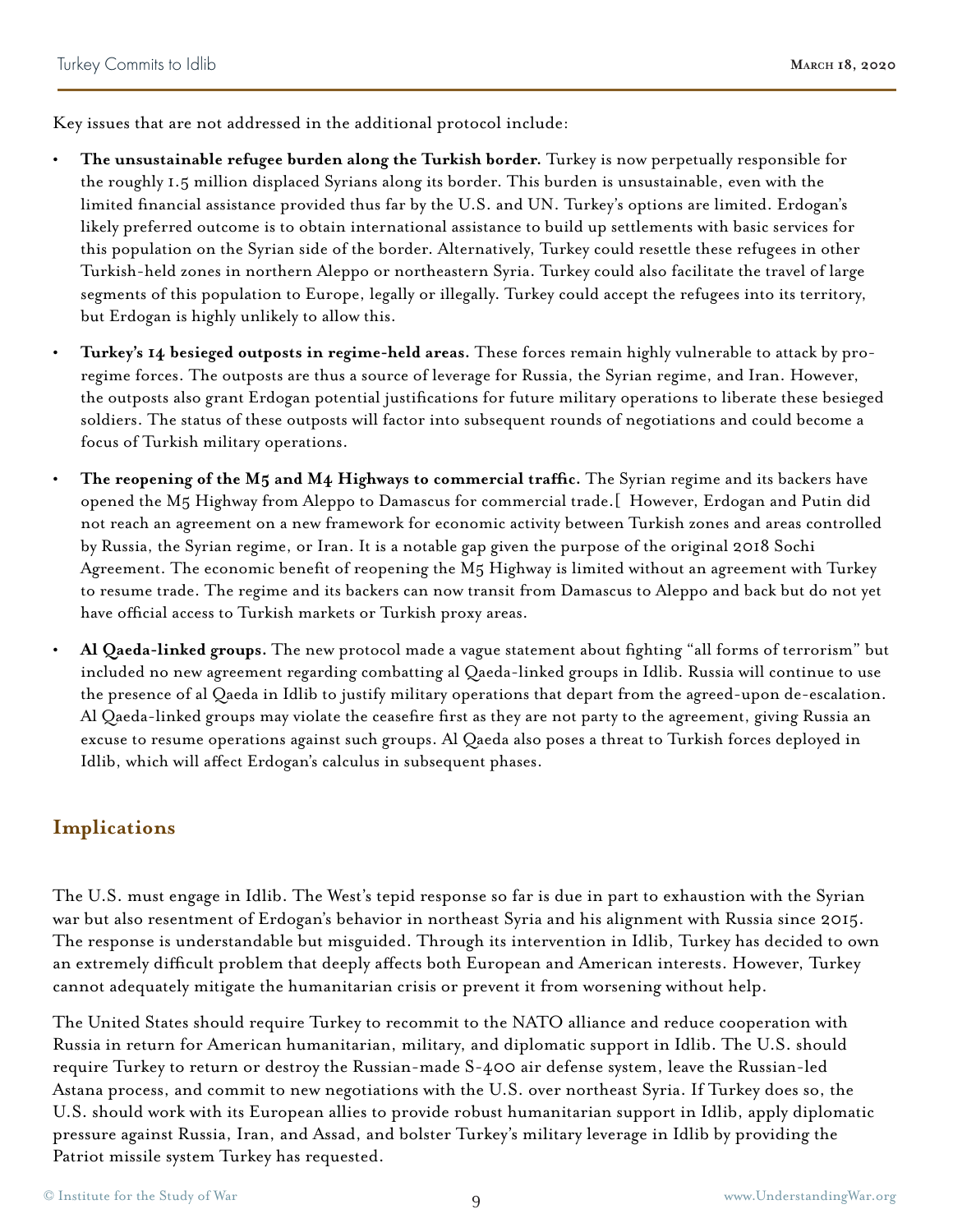Key issues that are not addressed in the additional protocol include:

- **The unsustainable refugee burden along the Turkish border.** Turkey is now perpetually responsible for the roughly 1.5 million displaced Syrians along its border. This burden is unsustainable, even with the limited financial assistance provided thus far by the U.S. and UN. Turkey's options are limited. Erdogan's likely preferred outcome is to obtain international assistance to build up settlements with basic services for this population on the Syrian side of the border. Alternatively, Turkey could resettle these refugees in other Turkish-held zones in northern Aleppo or northeastern Syria. Turkey could also facilitate the travel of large segments of this population to Europe, legally or illegally. Turkey could accept the refugees into its territory, but Erdogan is highly unlikely to allow this.
- **Turkey's 14 besieged outposts in regime-held areas.** These forces remain highly vulnerable to attack by pro-regime forces. The outposts are thus a source of leverage for Russia, the Syrian regime, and Iran. However, the outposts also grant Erdogan potential justifications for future military operations to liberate these besieged soldiers. The status of these outposts will factor into subsequent rounds of negotiations and could become a focus of Turkish military operations.
- **The reopening of the M5 and M4 Highways to commercial traffic.** The Syrian regime and its backers have opened the M5 Highway from Aleppo to Damascus for commercial trade.[ However, Erdogan and Putin did not reach an agreement on a new framework for economic activity between Turkish zones and areas controlled by Russia, the Syrian regime, or Iran. It is a notable gap given the purpose of the original 2018 Sochi Agreement. The economic benefit of reopening the M5 Highway is limited without an agreement with Turkey to resume trade. The regime and its backers can now transit from Damascus to Aleppo and back but do not yet have official access to Turkish markets or Turkish proxy areas.
- **Al Qaeda-linked groups.** The new protocol made a vague statement about fighting "all forms of terrorism" but included no new agreement regarding combatting al Qaeda-linked groups in Idlib. Russia will continue to use the presence of al Qaeda in Idlib to justify military operations that depart from the agreed-upon de-escalation. Al Qaeda-linked groups may violate the ceasefire first as they are not party to the agreement, giving Russia an excuse to resume operations against such groups. Al Qaeda also poses a threat to Turkish forces deployed in Idlib, which will affect Erdogan's calculus in subsequent phases.

## Implications

The U.S. must engage in Idlib. The West's tepid response so far is due in part to exhaustion with the Syrian war but also resentment of Erdogan's behavior in northeast Syria and his alignment with Russia since 2015. The response is understandable but misguided. Through its intervention in Idlib, Turkey has decided to own an extremely difficult problem that deeply affects both European and American interests. However, Turkey cannot adequately mitigate the humanitarian crisis or prevent it from worsening without help.

The United States should require Turkey to recommit to the NATO alliance and reduce cooperation with Russia in return for American humanitarian, military, and diplomatic support in Idlib. The U.S. should require Turkey to return or destroy the Russian-made S-400 air defense system, leave the Russian-led Astana process, and commit to new negotiations with the U.S. over northeast Syria. If Turkey does so, the U.S. should work with its European allies to provide robust humanitarian support in Idlib, apply diplomatic pressure against Russia, Iran, and Assad, and bolster Turkey's military leverage in Idlib by providing the Patriot missile system Turkey has requested.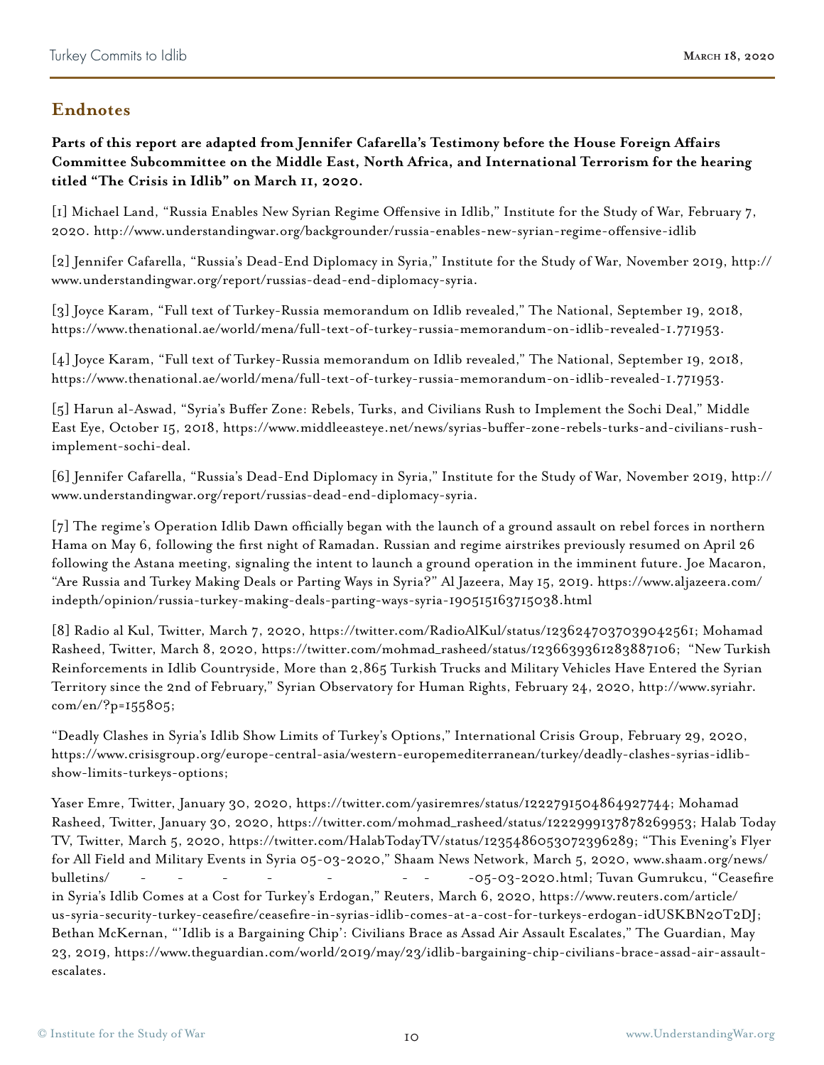## Endnotes

**Parts of this report are adapted from Jennifer Cafarella's Testimony before the House Foreign Affairs Committee Subcommittee on the Middle East, North Africa, and International Terrorism for the hearing titled "The Crisis in Idlib" on March 11, 2020.**

[1] Michael Land, "Russia Enables New Syrian Regime Offensive in Idlib," Institute for the Study of War, February 7, 2020. http://www.understandingwar.org/backgrounder/russia-enables-new-syrian-regime-offensive-idlib

[2] Jennifer Cafarella, "Russia's Dead-End Diplomacy in Syria," Institute for the Study of War, November 2019, http://www.understandingwar.org/report/russias-dead-end-diplomacy-syria.

[3] Joyce Karam, "Full text of Turkey-Russia memorandum on Idlib revealed," The National, September 19, 2018, https://www.thenational.ae/world/mena/full-text-of-turkey-russia-memorandum-on-idlib-revealed-1.771953.

[4] Joyce Karam, "Full text of Turkey-Russia memorandum on Idlib revealed," The National, September 19, 2018, https://www.thenational.ae/world/mena/full-text-of-turkey-russia-memorandum-on-idlib-revealed-1.771953.

[5] Harun al-Aswad, "Syria's Buffer Zone: Rebels, Turks, and Civilians Rush to Implement the Sochi Deal," Middle East Eye, October 15, 2018, https://www.middleeasteye.net/news/syrias-buffer-zone-rebels-turks-and-civilians-rush-implement-sochi-deal.

[6] Jennifer Cafarella, "Russia's Dead-End Diplomacy in Syria," Institute for the Study of War, November 2019, http://www.understandingwar.org/report/russias-dead-end-diplomacy-syria.

[7] The regime's Operation Idlib Dawn officially began with the launch of a ground assault on rebel forces in northern Hama on May 6, following the first night of Ramadan. Russian and regime airstrikes previously resumed on April 26 following the Astana meeting, signaling the intent to launch a ground operation in the imminent future. Joe Macaron, "Are Russia and Turkey Making Deals or Parting Ways in Syria?" Al Jazeera, May 15, 2019. https://www.aljazeera.com/indepth/opinion/russia-turkey-making-deals-parting-ways-syria-190515163715038.html

[8] Radio al Kul, Twitter, March 7, 2020, https://twitter.com/RadioAlKul/status/1236247037039042561; Mohamad Rasheed, Twitter, March 8, 2020, https://twitter.com/mohmad_rasheed/status/1236639361283887106; "New Turkish Reinforcements in Idlib Countryside, More than 2,865 Turkish Trucks and Military Vehicles Have Entered the Syrian Territory since the 2nd of February," Syrian Observatory for Human Rights, February 24, 2020, http://www.syriahr.com/en/?p=155805;

"Deadly Clashes in Syria's Idlib Show Limits of Turkey's Options," International Crisis Group, February 29, 2020, https://www.crisisgroup.org/europe-central-asia/western-europemediterranean/turkey/deadly-clashes-syrias-idlib-show-limits-turkeys-options;

Yaser Emre, Twitter, January 30, 2020, https://twitter.com/yasiremres/status/1222791504864927744; Mohamad Rasheed, Twitter, January 30, 2020, https://twitter.com/mohmad_rasheed/status/1222999137878269953; Halab Today TV, Twitter, March 5, 2020, https://twitter.com/HalabTodayTV/status/1235486053072396289; "This Evening's Flyer for All Field and Military Events in Syria 05-03-2020," Shaam News Network, March 5, 2020, www.shaam.org/news/bulletins/ - - - - - - - -05-03-2020.html; Tuvan Gumrukcu, "Ceasefire in Syria's Idlib Comes at a Cost for Turkey's Erdogan," Reuters, March 6, 2020, https://www.reuters.com/article/us-syria-security-turkey-ceasefire/ceasefire-in-syrias-idlib-comes-at-a-cost-for-turkeys-erdogan-idUSKBN20T2DJ; Bethan McKernan, "'Idlib is a Bargaining Chip': Civilians Brace as Assad Air Assault Escalates," The Guardian, May 23, 2019, https://www.theguardian.com/world/2019/may/23/idlib-bargaining-chip-civilians-brace-assad-air-assault-escalates.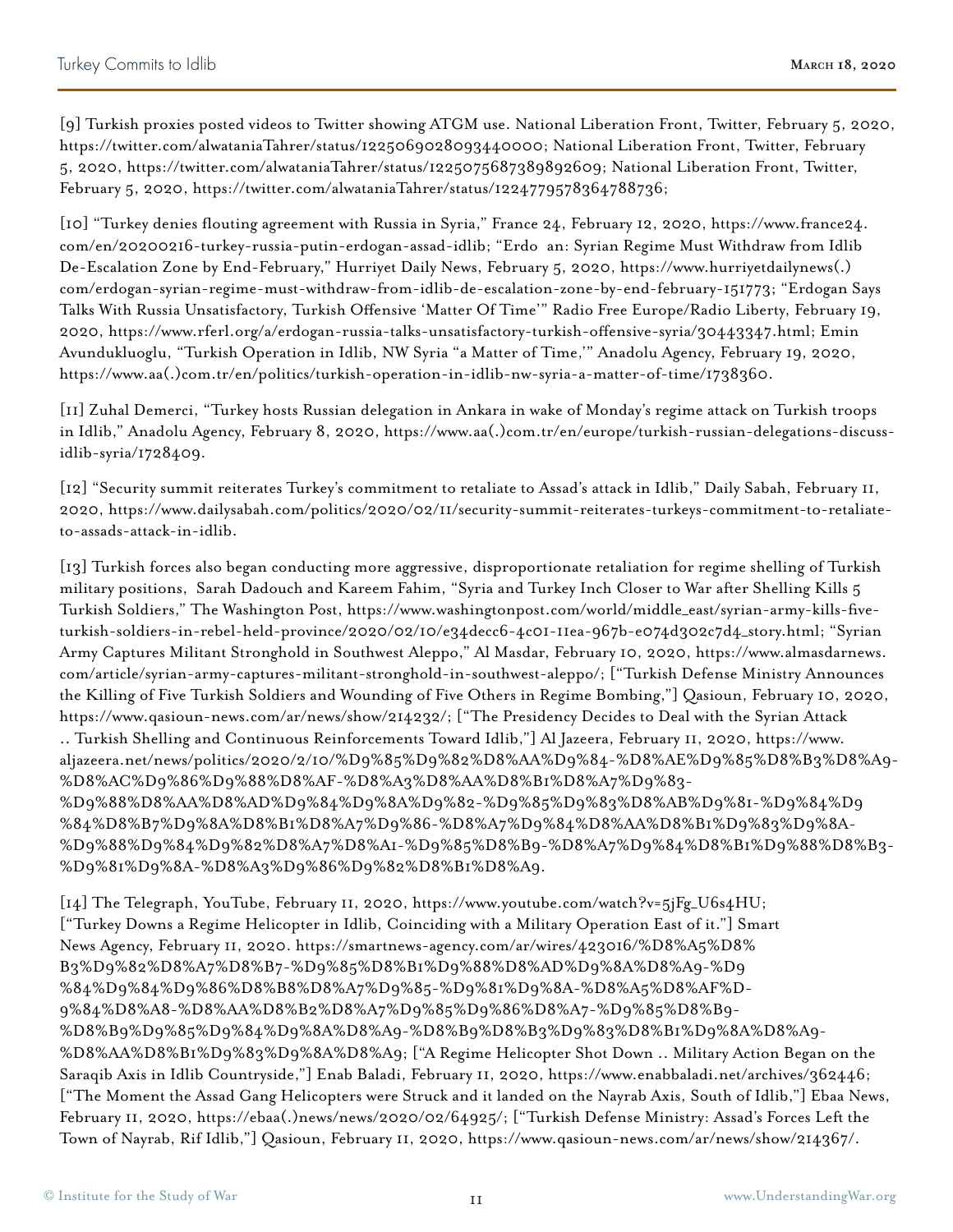[9] Turkish proxies posted videos to Twitter showing ATGM use. National Liberation Front, Twitter, February 5, 2020, https://twitter.com/alwataniaTahrer/status/1225069028093440000; National Liberation Front, Twitter, February 5, 2020, https://twitter.com/alwataniaTahrer/status/1225075687389892609; National Liberation Front, Twitter, February 5, 2020, https://twitter.com/alwataniaTahrer/status/1224779578364788736;

[10] "Turkey denies flouting agreement with Russia in Syria," France 24, February 12, 2020, https://www.france24.com/en/20200216-turkey-russia-putin-erdogan-assad-idlib; "Erdo an: Syrian Regime Must Withdraw from Idlib De-Escalation Zone by End-February," Hurriyet Daily News, February 5, 2020, https://www.hurriyetdailynews(.)com/erdogan-syrian-regime-must-withdraw-from-idlib-de-escalation-zone-by-end-february-151773; "Erdogan Says Talks With Russia Unsatisfactory, Turkish Offensive 'Matter Of Time'" Radio Free Europe/Radio Liberty, February 19, 2020, https://www.rferl.org/a/erdogan-russia-talks-unsatisfactory-turkish-offensive-syria/30443347.html; Emin Avundukluoglu, "Turkish Operation in Idlib, NW Syria "a Matter of Time,'" Anadolu Agency, February 19, 2020, https://www.aa(.)com.tr/en/politics/turkish-operation-in-idlib-nw-syria-a-matter-of-time/1738360.

[11] Zuhal Demerci, "Turkey hosts Russian delegation in Ankara in wake of Monday's regime attack on Turkish troops in Idlib," Anadolu Agency, February 8, 2020, https://www.aa(.)com.tr/en/europe/turkish-russian-delegations-discuss-idlib-syria/1728409.

[12] "Security summit reiterates Turkey's commitment to retaliate to Assad's attack in Idlib," Daily Sabah, February 11, 2020, https://www.dailysabah.com/politics/2020/02/11/security-summit-reiterates-turkeys-commitment-to-retaliate-to-assads-attack-in-idlib.

[13] Turkish forces also began conducting more aggressive, disproportionate retaliation for regime shelling of Turkish military positions, Sarah Dadouch and Kareem Fahim, "Syria and Turkey Inch Closer to War after Shelling Kills 5 Turkish Soldiers," The Washington Post, https://www.washingtonpost.com/world/middle_east/syrian-army-kills-five-turkish-soldiers-in-rebel-held-province/2020/02/10/e34decc6-4c01-11ea-967b-e074d302c7d4_story.html; "Syrian Army Captures Militant Stronghold in Southwest Aleppo," Al Masdar, February 10, 2020, https://www.almasdarnews.com/article/syrian-army-captures-militant-stronghold-in-southwest-aleppo/; ["Turkish Defense Ministry Announces the Killing of Five Turkish Soldiers and Wounding of Five Others in Regime Bombing,"] Qasioun, February 10, 2020, https://www.qasioun-news.com/ar/news/show/214232/; ["The Presidency Decides to Deal with the Syrian Attack .. Turkish Shelling and Continuous Reinforcements Toward Idlib,"] Al Jazeera, February 11, 2020, https://www.aljazeera.net/news/politics/2020/2/10/%D9%85%D9%82%D8%AA%D9%84-%D8%AE%D9%85%D8%B3%D8%A9-%D8%AC%D9%86%D9%88%D8%AF-%D8%A3%D8%AA%D8%B1%D8%A7%D9%83-%D9%88%D8%AA%D8%AD%D9%84%D9%8A%D9%82-%D9%85%D9%83%D8%AB%D9%81-%D9%84%D9%84%D8%B7%D9%8A%D8%B1%D8%A7%D9%86-%D8%A7%D9%84%D8%AA%D8%B1%D9%83%D9%8A-%D9%88%D9%84%D9%82%D8%A7%D8%A1-%D9%85%D8%B9-%D8%A7%D9%84%D8%B1%D9%88%D8%B3-%D9%81%D9%8A-%D8%A3%D9%86%D9%82%D8%B1%D8%A9.

[14] The Telegraph, YouTube, February 11, 2020, https://www.youtube.com/watch?v=5jFg_U6s4HU; ["Turkey Downs a Regime Helicopter in Idlib, Coinciding with a Military Operation East of it."] Smart News Agency, February 11, 2020. https://smartnews-agency.com/ar/wires/423016/%D8%A5%D8%B3%D9%82%D8%A7%D8%B7-%D9%85%D8%B1%D9%88%D8%AD%D9%8A%D8%A9-%D9%84%D9%84%D9%86%D8%B8%D8%A7%D9%85-%D9%81%D9%8A-%D8%A5%D8%AF%D9%84%D8%A8-%D8%AA%D8%B2%D8%A7%D9%85%D9%86%D8%A7-%D9%85%D8%B9-%D8%B9%D9%85%D9%84%D9%8A%D8%A9-%D8%B9%D8%B3%D9%83%D8%B1%D9%8A%D8%A9-%D8%AA%D8%B1%D9%83%D9%8A%D8%A9; ["A Regime Helicopter Shot Down .. Military Action Began on the Saraqib Axis in Idlib Countryside,"] Enab Baladi, February 11, 2020, https://www.enabbaladi.net/archives/362446; ["The Moment the Assad Gang Helicopters were Struck and it landed on the Nayrab Axis, South of Idlib,"] Ebaa News, February 11, 2020, https://ebaa(.)news/news/2020/02/64925/; ["Turkish Defense Ministry: Assad's Forces Left the Town of Nayrab, Rif Idlib,"] Qasioun, February 11, 2020, https://www.qasioun-news.com/ar/news/show/214367/.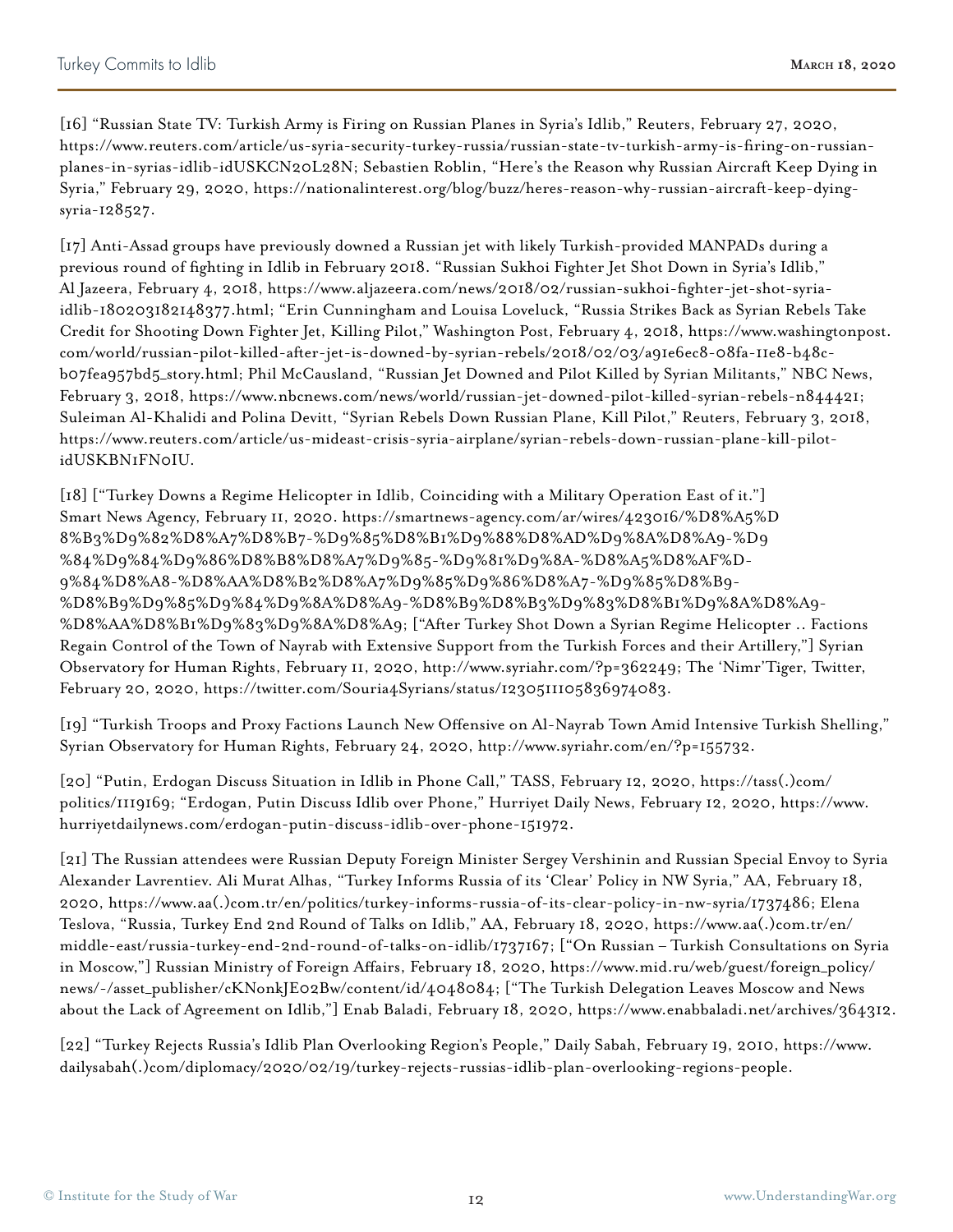[16] "Russian State TV: Turkish Army is Firing on Russian Planes in Syria's Idlib," Reuters, February 27, 2020, https://www.reuters.com/article/us-syria-security-turkey-russia/russian-state-tv-turkish-army-is-firing-on-russian-planes-in-syrias-idlib-idUSKCN20L28N; Sebastien Roblin, "Here's the Reason why Russian Aircraft Keep Dying in Syria," February 29, 2020, https://nationalinterest.org/blog/buzz/heres-reason-why-russian-aircraft-keep-dying-syria-128527.

[17] Anti-Assad groups have previously downed a Russian jet with likely Turkish-provided MANPADs during a previous round of fighting in Idlib in February 2018. "Russian Sukhoi Fighter Jet Shot Down in Syria's Idlib," Al Jazeera, February 4, 2018, https://www.aljazeera.com/news/2018/02/russian-sukhoi-fighter-jet-shot-syria-idlib-180203182148377.html; "Erin Cunningham and Louisa Loveluck, "Russia Strikes Back as Syrian Rebels Take Credit for Shooting Down Fighter Jet, Killing Pilot," Washington Post, February 4, 2018, https://www.washingtonpost.com/world/russian-pilot-killed-after-jet-is-downed-by-syrian-rebels/2018/02/03/a91e6ec8-08fa-11e8-b48c-b07fea957bd5_story.html; Phil McCausland, "Russian Jet Downed and Pilot Killed by Syrian Militants," NBC News, February 3, 2018, https://www.nbcnews.com/news/world/russian-jet-downed-pilot-killed-syrian-rebels-n844421; Suleiman Al-Khalidi and Polina Devitt, "Syrian Rebels Down Russian Plane, Kill Pilot," Reuters, February 3, 2018, https://www.reuters.com/article/us-mideast-crisis-syria-airplane/syrian-rebels-down-russian-plane-kill-pilot-idUSKBN1FN0IU.

[18] ["Turkey Downs a Regime Helicopter in Idlib, Coinciding with a Military Operation East of it."] Smart News Agency, February 11, 2020. https://smartnews-agency.com/ar/wires/423016/%D8%A5%D8%B3%D9%82%D8%A7%D8%B7-%D9%85%D8%B1%D9%88%D8%AD%D9%8A%D8%A9-%D9%84%D9%84%D9%86%D8%B8%D8%A7%D9%85-%D9%81%D9%8A-%D8%A5%D8%AF%D9%84%D8%A8-%D8%AA%D8%B2%D8%A7%D9%85%D9%86%D8%A7-%D9%85%D8%B9-%D8%B9%D9%85%D9%84%D9%8A%D8%A9-%D8%B9%D8%B3%D9%83%D8%B1%D9%8A%D8%A9-%D8%AA%D8%B1%D9%83%D9%8A%D8%A9; ["After Turkey Shot Down a Syrian Regime Helicopter .. Factions Regain Control of the Town of Nayrab with Extensive Support from the Turkish Forces and their Artillery,"] Syrian Observatory for Human Rights, February 11, 2020, http://www.syriahr.com/?p=362249; The 'Nimr'Tiger, Twitter, February 20, 2020, https://twitter.com/Souria4Syrians/status/1230511105836974083.

[19] "Turkish Troops and Proxy Factions Launch New Offensive on Al-Nayrab Town Amid Intensive Turkish Shelling," Syrian Observatory for Human Rights, February 24, 2020, http://www.syriahr.com/en/?p=155732.

[20] "Putin, Erdogan Discuss Situation in Idlib in Phone Call," TASS, February 12, 2020, https://tass(.)com/politics/1119169; "Erdogan, Putin Discuss Idlib over Phone," Hurriyet Daily News, February 12, 2020, https://www.hurriyetdailynews.com/erdogan-putin-discuss-idlib-over-phone-151972.

[21] The Russian attendees were Russian Deputy Foreign Minister Sergey Vershinin and Russian Special Envoy to Syria Alexander Lavrentiev. Ali Murat Alhas, "Turkey Informs Russia of its 'Clear' Policy in NW Syria," AA, February 18, 2020, https://www.aa(.)com.tr/en/politics/turkey-informs-russia-of-its-clear-policy-in-nw-syria/1737486; Elena Teslova, "Russia, Turkey End 2nd Round of Talks on Idlib," AA, February 18, 2020, https://www.aa(.)com.tr/en/middle-east/russia-turkey-end-2nd-round-of-talks-on-idlib/1737167; ["On Russian – Turkish Consultations on Syria in Moscow,"] Russian Ministry of Foreign Affairs, February 18, 2020, https://www.mid.ru/web/guest/foreign_policy/news/-/asset_publisher/cKNonkJE02Bw/content/id/4048084; ["The Turkish Delegation Leaves Moscow and News about the Lack of Agreement on Idlib,"] Enab Baladi, February 18, 2020, https://www.enabbaladi.net/archives/364312.

[22] "Turkey Rejects Russia's Idlib Plan Overlooking Region's People," Daily Sabah, February 19, 2010, https://www.dailysabah(.)com/diplomacy/2020/02/19/turkey-rejects-russias-idlib-plan-overlooking-regions-people.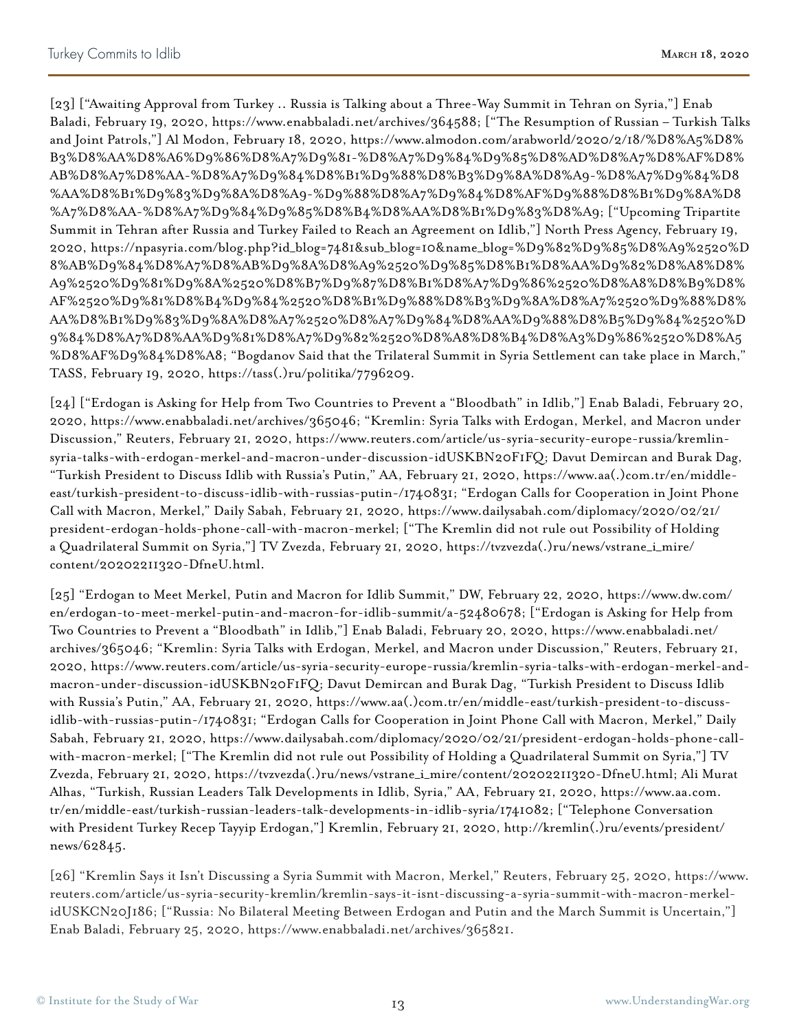[23] ["Awaiting Approval from Turkey .. Russia is Talking about a Three-Way Summit in Tehran on Syria,"] Enab Baladi, February 19, 2020, https://www.enabbaladi.net/archives/364588; ["The Resumption of Russian – Turkish Talks and Joint Patrols,"] Al Modon, February 18, 2020, https://www.almodon.com/arabworld/2020/2/18/%D8%A5%D8%B3%D8%AA%D8%A6%D9%86%D8%A7%D9%81-%D8%A7%D9%84%D9%85%D8%AD%D8%A7%D8%AF%D8%AB%D8%A7%D8%AA-%D8%A7%D9%84%D8%B1%D9%88%D8%B3%D9%8A%D8%A9-%D8%A7%D9%84%D8%AA%D8%B1%D9%83%D9%8A%D8%A9-%D9%88%D8%A7%D9%84%D8%AF%D9%88%D8%B1%D9%8A%D8%A7%D8%AA-%D8%A7%D9%84%D9%85%D8%B4%D8%AA%D8%B1%D9%83%D8%A9; ["Upcoming Tripartite Summit in Tehran after Russia and Turkey Failed to Reach an Agreement on Idlib,"] North Press Agency, February 19, 2020, https://npasyria.com/blog.php?id_blog=7481&sub_blog=10&name_blog=%D9%82%D9%85%D8%A9%2520%D8%AB%D9%84%D8%A7%D8%AB%D9%8A%D8%A9%2520%D9%85%D8%B1%D8%AA%D9%82%D8%A8%D8%A9%2520%D9%81%D9%8A%2520%D8%B7%D9%87%D8%B1%D8%A7%D9%86%2520%D8%A8%D8%B9%D8%AF%2520%D9%81%D8%B4%D9%84%2520%D8%B1%D9%88%D8%B3%D9%8A%D8%A7%2520%D9%88%D8%AA%D8%B1%D9%83%D9%8A%D8%A7%2520%D8%A7%D9%84%D8%AA%D9%88%D8%B5%D9%84%2520%D9%84%D8%A7%D8%AA%D9%81%D8%A7%D9%82%2520%D8%A8%D8%B4%D8%A3%D9%86%2520%D8%A5%D8%AF%D9%84%D8%A8; "Bogdanov Said that the Trilateral Summit in Syria Settlement can take place in March," TASS, February 19, 2020, https://tass(.)ru/politika/7796209.

[24] ["Erdogan is Asking for Help from Two Countries to Prevent a "Bloodbath" in Idlib,"] Enab Baladi, February 20, 2020, https://www.enabbaladi.net/archives/365046; "Kremlin: Syria Talks with Erdogan, Merkel, and Macron under Discussion," Reuters, February 21, 2020, https://www.reuters.com/article/us-syria-security-europe-russia/kremlin-syria-talks-with-erdogan-merkel-and-macron-under-discussion-idUSKBN20F1FQ; Davut Demircan and Burak Dag, "Turkish President to Discuss Idlib with Russia's Putin," AA, February 21, 2020, https://www.aa(.)com.tr/en/middle-east/turkish-president-to-discuss-idlib-with-russias-putin-/1740831; "Erdogan Calls for Cooperation in Joint Phone Call with Macron, Merkel," Daily Sabah, February 21, 2020, https://www.dailysabah.com/diplomacy/2020/02/21/president-erdogan-holds-phone-call-with-macron-merkel; ["The Kremlin did not rule out Possibility of Holding a Quadrilateral Summit on Syria,"] TV Zvezda, February 21, 2020, https://tvzvezda(.)ru/news/vstrane_i_mire/content/202002211320-DfneU.html.

[25] "Erdogan to Meet Merkel, Putin and Macron for Idlib Summit," DW, February 22, 2020, https://www.dw.com/en/erdogan-to-meet-merkel-putin-and-macron-for-idlib-summit/a-52480678; ["Erdogan is Asking for Help from Two Countries to Prevent a "Bloodbath" in Idlib,"] Enab Baladi, February 20, 2020, https://www.enabbaladi.net/archives/365046; "Kremlin: Syria Talks with Erdogan, Merkel, and Macron under Discussion," Reuters, February 21, 2020, https://www.reuters.com/article/us-syria-security-europe-russia/kremlin-syria-talks-with-erdogan-merkel-and-macron-under-discussion-idUSKBN20F1FQ; Davut Demircan and Burak Dag, "Turkish President to Discuss Idlib with Russia's Putin," AA, February 21, 2020, https://www.aa(.)com.tr/en/middle-east/turkish-president-to-discuss-idlib-with-russias-putin-/1740831; "Erdogan Calls for Cooperation in Joint Phone Call with Macron, Merkel," Daily Sabah, February 21, 2020, https://www.dailysabah.com/diplomacy/2020/02/21/president-erdogan-holds-phone-call-with-macron-merkel; ["The Kremlin did not rule out Possibility of Holding a Quadrilateral Summit on Syria,"] TV Zvezda, February 21, 2020, https://tvzvezda(.)ru/news/vstrane_i_mire/content/202002211320-DfneU.html; Ali Murat Alhas, "Turkish, Russian Leaders Talk Developments in Idlib, Syria," AA, February 21, 2020, https://www.aa.com.tr/en/middle-east/turkish-russian-leaders-talk-developments-in-idlib-syria/1741082; ["Telephone Conversation with President Turkey Recep Tayyip Erdogan,"] Kremlin, February 21, 2020, http://kremlin(.)ru/events/president/news/62845.

[26] "Kremlin Says it Isn't Discussing a Syria Summit with Macron, Merkel," Reuters, February 25, 2020, https://www.reuters.com/article/us-syria-security-kremlin/kremlin-says-it-isnt-discussing-a-syria-summit-with-macron-merkel-idUSKCN20J186; ["Russia: No Bilateral Meeting Between Erdogan and Putin and the March Summit is Uncertain,"] Enab Baladi, February 25, 2020, https://www.enabbaladi.net/archives/365821.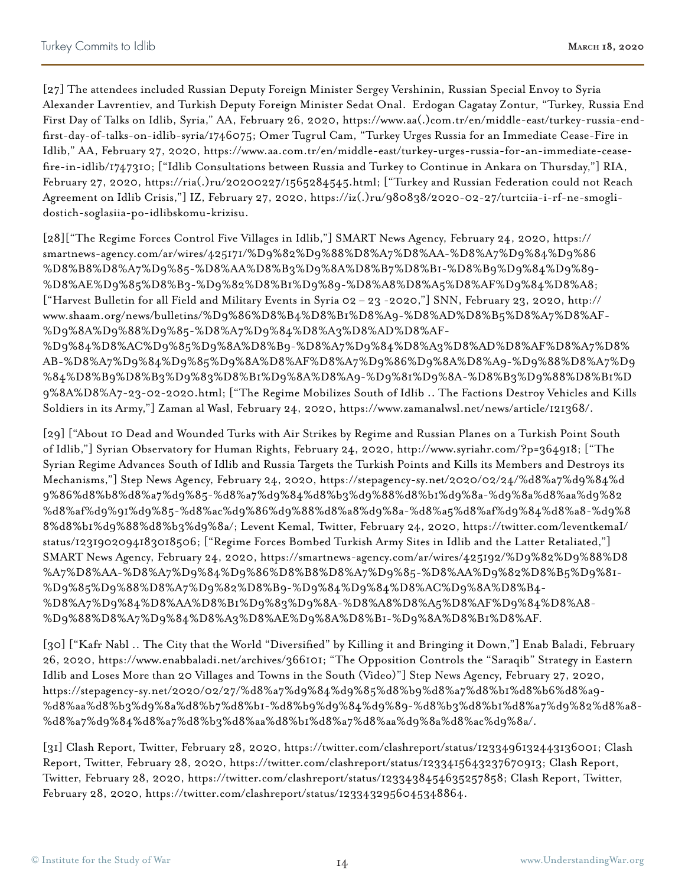[27] The attendees included Russian Deputy Foreign Minister Sergey Vershinin, Russian Special Envoy to Syria Alexander Lavrentiev, and Turkish Deputy Foreign Minister Sedat Onal. Erdogan Cagatay Zontur, "Turkey, Russia End First Day of Talks on Idlib, Syria," AA, February 26, 2020, https://www.aa(.)com.tr/en/middle-east/turkey-russia-end-first-day-of-talks-on-idlib-syria/1746075; Omer Tugrul Cam, "Turkey Urges Russia for an Immediate Cease-Fire in Idlib," AA, February 27, 2020, https://www.aa.com.tr/en/middle-east/turkey-urges-russia-for-an-immediate-cease-fire-in-idlib/1747310; ["Idlib Consultations between Russia and Turkey to Continue in Ankara on Thursday,"] RIA, February 27, 2020, https://ria(.)ru/20200227/1565284545.html; ["Turkey and Russian Federation could not Reach Agreement on Idlib Crisis,"] IZ, February 27, 2020, https://iz(.)ru/980838/2020-02-27/turtciia-i-rf-ne-smogli-dostich-soglasiia-po-idlibskomu-krizisu.

[28]["The Regime Forces Control Five Villages in Idlib,"] SMART News Agency, February 24, 2020, https://smartnews-agency.com/ar/wires/425171/%D9%82%D9%88%D8%A7%D8%AA-%D8%A7%D9%84%D9%86%D8%B8%D8%A7%D9%85-%D8%AA%D8%B3%D9%8A%D8%B7%D8%B1-%D8%B9%D9%84%D9%89-%D8%AE%D9%85%D8%B3-%D9%82%D8%B1%D9%89-%D8%A8%D8%A5%D8%AF%D9%84%D8%A8; ["Harvest Bulletin for all Field and Military Events in Syria 02 – 23 -2020,"] SNN, February 23, 2020, http://www.shaam.org/news/bulletins/%D9%86%D8%B4%D8%B1%D8%A9-%D8%AD%D8%B5%D8%A7%D8%AF-%D9%8A%D9%88%D9%85-%D8%A7%D9%84%D8%A3%D8%AD%D8%AF-%D9%84%D8%AC%D9%85%D9%8A%D8%B9-%D8%A7%D9%84%D8%A3%D8%AD%D8%AF%D8%A7%D8%AB-%D8%A7%D9%84%D9%85%D9%8A%D8%AF%D8%A7%D9%86%D9%8A%D8%A9-%D9%88%D8%A7%D9%84%D8%B9%D8%B3%D9%83%D8%B1%D9%8A%D8%A9-%D9%81%D9%8A-%D8%B3%D9%88%D8%B1%D9%8A%D8%A7-23-02-2020.html; ["The Regime Mobilizes South of Idlib .. The Factions Destroy Vehicles and Kills Soldiers in its Army,"] Zaman al Wasl, February 24, 2020, https://www.zamanalwsl.net/news/article/121368/.

[29] ["About 10 Dead and Wounded Turks with Air Strikes by Regime and Russian Planes on a Turkish Point South of Idlib,"] Syrian Observatory for Human Rights, February 24, 2020, http://www.syriahr.com/?p=364918; ["The Syrian Regime Advances South of Idlib and Russia Targets the Turkish Points and Kills its Members and Destroys its Mechanisms,"] Step News Agency, February 24, 2020, https://stepagency-sy.net/2020/02/24/%d8%a7%d9%84%d9%86%d8%b8%d8%a7%d9%85-%d8%a7%d9%84%d8%b3%d9%88%d8%b1%d9%8a-%d9%8a%d8%aa%d9%82%d8%af%d9%91%d9%85-%d8%ac%d9%86%d9%88%d8%a8%d9%8a-%d8%a5%d8%af%d9%84%d8%a8-%d9%88%d8%b1%d9%88%d8%b3%d9%8a/; Levent Kemal, Twitter, February 24, 2020, https://twitter.com/leventkemal/status/1231902094183018506; ["Regime Forces Bombed Turkish Army Sites in Idlib and the Latter Retaliated,"] SMART News Agency, February 24, 2020, https://smartnews-agency.com/ar/wires/425192/%D9%82%D9%88%D8%A7%D8%AA-%D8%A7%D9%84%D9%86%D8%B8%D8%A7%D9%85-%D8%AA%D9%82%D8%B5%D9%81-%D9%85%D9%88%D8%A7%D9%82%D8%B9-%D9%84%D9%84%D8%AC%D9%8A%D8%B4-%D8%A7%D9%84%D8%AA%D8%B1%D9%83%D9%8A-%D8%A8%D8%A5%D8%AF%D9%84%D8%A8-%D9%88%D8%A7%D9%84%D8%A3%D8%AE%D9%8A%D8%B1-%D9%8A%D8%B1%D8%AF.

[30] ["Kafr Nabl .. The City that the World "Diversified" by Killing it and Bringing it Down,"] Enab Baladi, February 26, 2020, https://www.enabbaladi.net/archives/366101; "The Opposition Controls the "Saraqib" Strategy in Eastern Idlib and Loses More than 20 Villages and Towns in the South (Video)"] Step News Agency, February 27, 2020, https://stepagency-sy.net/2020/02/27/%d8%a7%d9%84%d9%85%d8%b9%d8%a7%d8%b1%d8%b6%d8%a9-%d8%aa%d8%b3%d9%8a%d8%b7%d8%b1-%d8%b9%d9%84%d9%89-%d8%b3%d8%b1%d8%a7%d9%82%d8%a8-%d8%a7%d9%84%d8%a7%d8%b3%d8%aa%d8%b1%d8%a7%d8%aa%d9%8a%d8%ac%d9%8a/.

[31] Clash Report, Twitter, February 28, 2020, https://twitter.com/clashreport/status/1233496132443136001; Clash Report, Twitter, February 28, 2020, https://twitter.com/clashreport/status/1233415643237670913; Clash Report, Twitter, February 28, 2020, https://twitter.com/clashreport/status/1233438454635257858; Clash Report, Twitter, February 28, 2020, https://twitter.com/clashreport/status/1233432956045348864.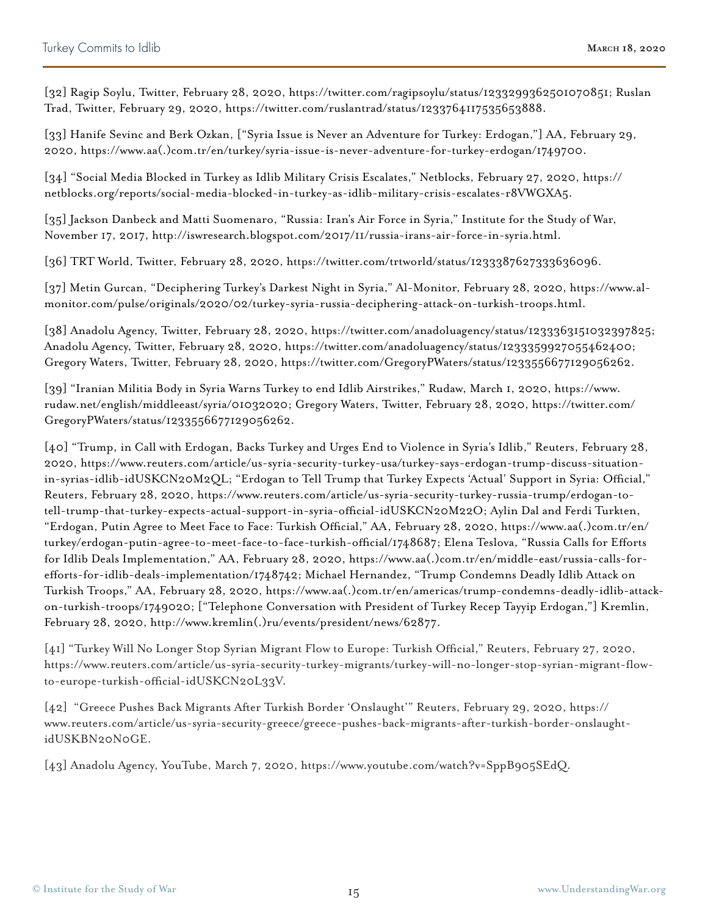[32] Ragip Soylu, Twitter, February 28, 2020, https://twitter.com/ragipsoylu/status/1233299362501070851; Ruslan Trad, Twitter, February 29, 2020, https://twitter.com/ruslantrad/status/1233764117535653888.

[33] Hanife Sevinc and Berk Ozkan, ["Syria Issue is Never an Adventure for Turkey: Erdogan,"] AA, February 29, 2020, https://www.aa(.)com.tr/en/turkey/syria-issue-is-never-adventure-for-turkey-erdogan/1749700.

[34] "Social Media Blocked in Turkey as Idlib Military Crisis Escalates," Netblocks, February 27, 2020, https://netblocks.org/reports/social-media-blocked-in-turkey-as-idlib-military-crisis-escalates-r8VWGXA5.

[35] Jackson Danbeck and Matti Suomenaro, "Russia: Iran's Air Force in Syria," Institute for the Study of War, November 17, 2017, http://iswresearch.blogspot.com/2017/11/russia-irans-air-force-in-syria.html.

[36] TRT World, Twitter, February 28, 2020, https://twitter.com/trtworld/status/1233387627333636096.

[37] Metin Gurcan, "Deciphering Turkey's Darkest Night in Syria," Al-Monitor, February 28, 2020, https://www.al-monitor.com/pulse/originals/2020/02/turkey-syria-russia-deciphering-attack-on-turkish-troops.html.

[38] Anadolu Agency, Twitter, February 28, 2020, https://twitter.com/anadoluagency/status/1233363151032397825; Anadolu Agency, Twitter, February 28, 2020, https://twitter.com/anadoluagency/status/1233359927055462400; Gregory Waters, Twitter, February 28, 2020, https://twitter.com/GregoryPWaters/status/1233556677129056262.

[39] "Iranian Militia Body in Syria Warns Turkey to end Idlib Airstrikes," Rudaw, March 1, 2020, https://www.rudaw.net/english/middleeast/syria/01032020; Gregory Waters, Twitter, February 28, 2020, https://twitter.com/GregoryPWaters/status/1233556677129056262.

[40] "Trump, in Call with Erdogan, Backs Turkey and Urges End to Violence in Syria's Idlib," Reuters, February 28, 2020, https://www.reuters.com/article/us-syria-security-turkey-usa/turkey-says-erdogan-trump-discuss-situation-in-syrias-idlib-idUSKCN20M2QL; "Erdogan to Tell Trump that Turkey Expects 'Actual' Support in Syria: Official," Reuters, February 28, 2020, https://www.reuters.com/article/us-syria-security-turkey-russia-trump/erdogan-to-tell-trump-that-turkey-expects-actual-support-in-syria-official-idUSKCN20M22O; Aylin Dal and Ferdi Turkten, "Erdogan, Putin Agree to Meet Face to Face: Turkish Official," AA, February 28, 2020, https://www.aa(.)com.tr/en/turkey/erdogan-putin-agree-to-meet-face-to-face-turkish-official/1748687; Elena Teslova, "Russia Calls for Efforts for Idlib Deals Implementation," AA, February 28, 2020, https://www.aa(.)com.tr/en/middle-east/russia-calls-for-efforts-for-idlib-deals-implementation/1748742; Michael Hernandez, "Trump Condemns Deadly Idlib Attack on Turkish Troops," AA, February 28, 2020, https://www.aa(.)com.tr/en/americas/trump-condemns-deadly-idlib-attack-on-turkish-troops/1749020; ["Telephone Conversation with President of Turkey Recep Tayyip Erdogan,"] Kremlin, February 28, 2020, http://www.kremlin(.)ru/events/president/news/62877.

[41] "Turkey Will No Longer Stop Syrian Migrant Flow to Europe: Turkish Official," Reuters, February 27, 2020, https://www.reuters.com/article/us-syria-security-turkey-migrants/turkey-will-no-longer-stop-syrian-migrant-flow-to-europe-turkish-official-idUSKCN20L33V.

[42] "Greece Pushes Back Migrants After Turkish Border 'Onslaught'" Reuters, February 29, 2020, https://www.reuters.com/article/us-syria-security-greece/greece-pushes-back-migrants-after-turkish-border-onslaught-idUSKBN20N0GE.

[43] Anadolu Agency, YouTube, March 7, 2020, https://www.youtube.com/watch?v=SppB905SEdQ.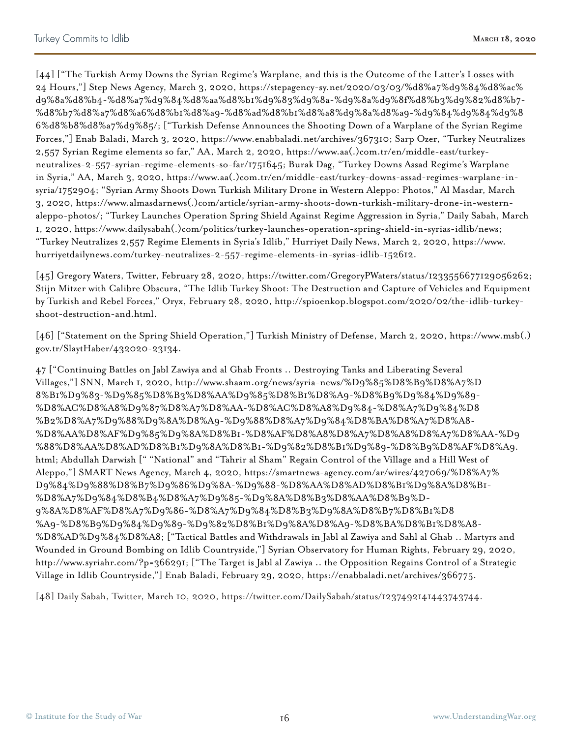[44] ["The Turkish Army Downs the Syrian Regime's Warplane, and this is the Outcome of the Latter's Losses with 24 Hours,"] Step News Agency, March 3, 2020, https://stepagency-sy.net/2020/03/03/%d8%a7%d9%84%d8%ac%d9%8a%d8%b4-%d8%a7%d9%84%d8%aa%d8%b1%d9%83%d9%8a-%d9%8a%d9%8f%d8%b3%d9%82%d8%b7-%d8%b7%d8%a7%d8%a6%d8%b1%d8%a9-%d8%ad%d8%b1%d8%a8%d9%8a%d8%a9-%d9%84%d9%86%d8%b8%d8%a7%d9%85/; ["Turkish Defense Announces the Shooting Down of a Warplane of the Syrian Regime Forces,"] Enab Baladi, March 3, 2020, https://www.enabbaladi.net/archives/367310; Sarp Ozer, "Turkey Neutralizes 2,557 Syrian Regime elements so far," AA, March 2, 2020, https://www.aa(.)com.tr/en/middle-east/turkey-neutralizes-2-557-syrian-regime-elements-so-far/1751645; Burak Dag, "Turkey Downs Assad Regime's Warplane in Syria," AA, March 3, 2020, https://www.aa(.)com.tr/en/middle-east/turkey-downs-assad-regimes-warplane-in-syria/1752904; "Syrian Army Shoots Down Turkish Military Drone in Western Aleppo: Photos," Al Masdar, March 3, 2020, https://www.almasdarnews(.)com/article/syrian-army-shoots-down-turkish-military-drone-in-western-aleppo-photos/; "Turkey Launches Operation Spring Shield Against Regime Aggression in Syria," Daily Sabah, March 1, 2020, https://www.dailysabah(.)com/politics/turkey-launches-operation-spring-shield-in-syrias-idlib/news; "Turkey Neutralizes 2,557 Regime Elements in Syria's Idlib," Hurriyet Daily News, March 2, 2020, https://www.hurriyetdailynews.com/turkey-neutralizes-2-557-regime-elements-in-syrias-idlib-152612.

[45] Gregory Waters, Twitter, February 28, 2020, https://twitter.com/GregoryPWaters/status/1233556677129056262; Stijn Mitzer with Calibre Obscura, "The Idlib Turkey Shoot: The Destruction and Capture of Vehicles and Equipment by Turkish and Rebel Forces," Oryx, February 28, 2020, http://spioenkop.blogspot.com/2020/02/the-idlib-turkey-shoot-destruction-and.html.

[46] ["Statement on the Spring Shield Operation,"] Turkish Ministry of Defense, March 2, 2020, https://www.msb(.)gov.tr/SlaytHaber/432020-23134.

47 ["Continuing Battles on Jabl Zawiya and al Ghab Fronts .. Destroying Tanks and Liberating Several Villages,"] SNN, March 1, 2020, http://www.shaam.org/news/syria-news/%D9%85%D8%B9%D8%A7%D8%B1%D9%83-%D9%85%D8%B3%D8%AA%D9%85%D8%B1%D8%A9-%D8%B9%D9%84%D9%89-%D8%AC%D8%A8%D9%87%D8%A7%D8%AA-%D8%AC%D8%A8%D9%84-%D8%A7%D9%84%D8%B2%D8%A7%D9%88%D9%8A%D8%A9-%D9%88%D8%A7%D9%84%D8%BA%D8%A7%D8%A8-%D8%AA%D8%AF%D9%85%D9%8A%D8%B1-%D8%AF%D8%A8%D8%A7%D8%A8%D8%A7%D8%AA-%D9%88%D8%AA%D8%AD%D8%B1%D9%8A%D8%B1-%D9%82%D8%B1%D9%89-%D8%B9%D8%AF%D8%A9.html; Abdullah Darwish [" "National" and "Tahrir al Sham" Regain Control of the Village and a Hill West of Aleppo,"] SMART News Agency, March 4, 2020, https://smartnews-agency.com/ar/wires/427069/%D8%A7%D9%84%D9%88%D8%B7%D9%86%D9%8A-%D9%88-%D8%AA%D8%AD%D8%B1%D9%8A%D8%B1-%D8%A7%D9%84%D8%B4%D8%A7%D9%85-%D9%8A%D8%B3%D8%AA%D8%B9%D9%8A%D8%AF%D8%A7%D9%86-%D8%A7%D9%84%D8%B3%D9%8A%D8%B7%D8%B1%D8%A9-%D8%B9%D9%84%D9%89-%D9%82%D8%B1%D9%8A%D8%A9-%D8%BA%D8%B1%D8%A8-%D8%AD%D9%84%D8%A8; ["Tactical Battles and Withdrawals in Jabl al Zawiya and Sahl al Ghab .. Martyrs and Wounded in Ground Bombing on Idlib Countryside,"] Syrian Observatory for Human Rights, February 29, 2020, http://www.syriahr.com/?p=366291; ["The Target is Jabl al Zawiya .. the Opposition Regains Control of a Strategic Village in Idlib Countryside,"] Enab Baladi, February 29, 2020, https://enabbaladi.net/archives/366775.

[48] Daily Sabah, Twitter, March 10, 2020, https://twitter.com/DailySabah/status/1237492141443743744.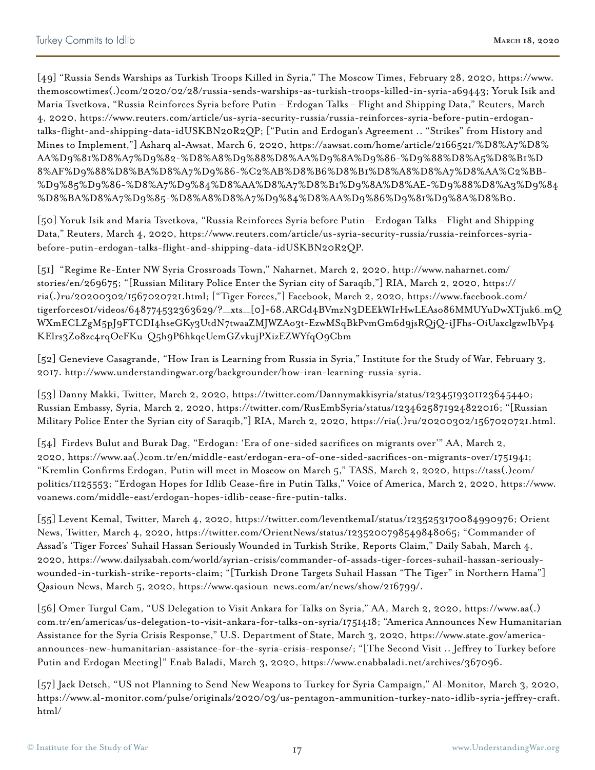[49] "Russia Sends Warships as Turkish Troops Killed in Syria," The Moscow Times, February 28, 2020, https://www.themoscowtimes(.)com/2020/02/28/russia-sends-warships-as-turkish-troops-killed-in-syria-a69443; Yoruk Isik and Maria Tsvetkova, "Russia Reinforces Syria before Putin – Erdogan Talks – Flight and Shipping Data," Reuters, March 4, 2020, https://www.reuters.com/article/us-syria-security-russia/russia-reinforces-syria-before-putin-erdogan-talks-flight-and-shipping-data-idUSKBN20R2QP; ["Putin and Erdogan's Agreement .. "Strikes" from History and Mines to Implement,"] Asharq al-Awsat, March 6, 2020, https://aawsat.com/home/article/2166521/%D8%A7%D8%AA%D9%81%D8%A7%D9%82-%D8%A8%D9%88%D8%AA%D9%8A%D9%86-%D9%88%D8%A5%D8%B1%D8%AF%D9%88%D8%BA%D8%A7%D9%86-%C2%AB%D8%B6%D8%B1%D8%A8%D8%A7%D8%AA%C2%BB-%D9%85%D9%86-%D8%A7%D9%84%D8%AA%D8%A7%D8%B1%D9%8A%D8%AE-%D9%88%D8%A3%D9%84%D8%BA%D8%A7%D9%85-%D8%A8%D8%A7%D9%84%D8%AA%D9%86%D9%81%D9%8A%D8%B0.

[50] Yoruk Isik and Maria Tsvetkova, "Russia Reinforces Syria before Putin – Erdogan Talks – Flight and Shipping Data," Reuters, March 4, 2020, https://www.reuters.com/article/us-syria-security-russia/russia-reinforces-syria-before-putin-erdogan-talks-flight-and-shipping-data-idUSKBN20R2QP.

[51] "Regime Re-Enter NW Syria Crossroads Town," Naharnet, March 2, 2020, http://www.naharnet.com/stories/en/269675; "[Russian Military Police Enter the Syrian city of Saraqib,"] RIA, March 2, 2020, https://ria(.)ru/20200302/1567020721.html; ["Tiger Forces,"] Facebook, March 2, 2020, https://www.facebook.com/tigerforces01/videos/648774532363629/?__xts__[0]=68.ARCd4BVmzN3DEEkWIrHwLEAso86MMUYuDwXTjuk6_mQWXmECLZgM5pJ9FTCDI4hseGKy3UtdN7twaaZMJWZA03t-EzwMSqBkPvmGm6d9jsRQjQ-iJFhs-OiUaxclgzwIbVp4KElrs3Zo8zc4rqOeFKu-Q5h9P6hkqeUemGZvkujPXizEZWYfqO9Cbm

[52] Genevieve Casagrande, "How Iran is Learning from Russia in Syria," Institute for the Study of War, February 3, 2017. http://www.understandingwar.org/backgrounder/how-iran-learning-russia-syria.

[53] Danny Makki, Twitter, March 2, 2020, https://twitter.com/Dannymakkisyria/status/1234519301123645440; Russian Embassy, Syria, March 2, 2020, https://twitter.com/RusEmbSyria/status/1234625871924822016; "[Russian Military Police Enter the Syrian city of Saraqib,"] RIA, March 2, 2020, https://ria(.)ru/20200302/1567020721.html.

[54] Firdevs Bulut and Burak Dag, "Erdogan: 'Era of one-sided sacrifices on migrants over'" AA, March 2, 2020, https://www.aa(.)com.tr/en/middle-east/erdogan-era-of-one-sided-sacrifices-on-migrants-over/1751941; "Kremlin Confirms Erdogan, Putin will meet in Moscow on March 5," TASS, March 2, 2020, https://tass(.)com/politics/1125553; "Erdogan Hopes for Idlib Cease-fire in Putin Talks," Voice of America, March 2, 2020, https://www.voanews.com/middle-east/erdogan-hopes-idlib-cease-fire-putin-talks.

[55] Levent Kemal, Twitter, March 4, 2020, https://twitter.com/leventkemaI/status/1235253170084990976; Orient News, Twitter, March 4, 2020, https://twitter.com/OrientNews/status/1235200798549848065; "Commander of Assad's 'Tiger Forces' Suhail Hassan Seriously Wounded in Turkish Strike, Reports Claim," Daily Sabah, March 4, 2020, https://www.dailysabah.com/world/syrian-crisis/commander-of-assads-tiger-forces-suhail-hassan-seriously-wounded-in-turkish-strike-reports-claim; "[Turkish Drone Targets Suhail Hassan "The Tiger" in Northern Hama"] Qasioun News, March 5, 2020, https://www.qasioun-news.com/ar/news/show/216799/.

[56] Omer Turgul Cam, "US Delegation to Visit Ankara for Talks on Syria," AA, March 2, 2020, https://www.aa(.)com.tr/en/americas/us-delegation-to-visit-ankara-for-talks-on-syria/1751418; "America Announces New Humanitarian Assistance for the Syria Crisis Response," U.S. Department of State, March 3, 2020, https://www.state.gov/america-announces-new-humanitarian-assistance-for-the-syria-crisis-response/; "[The Second Visit .. Jeffrey to Turkey before Putin and Erdogan Meeting]" Enab Baladi, March 3, 2020, https://www.enabbaladi.net/archives/367096.

[57] Jack Detsch, "US not Planning to Send New Weapons to Turkey for Syria Campaign," Al-Monitor, March 3, 2020, https://www.al-monitor.com/pulse/originals/2020/03/us-pentagon-ammunition-turkey-nato-idlib-syria-jeffrey-craft.html/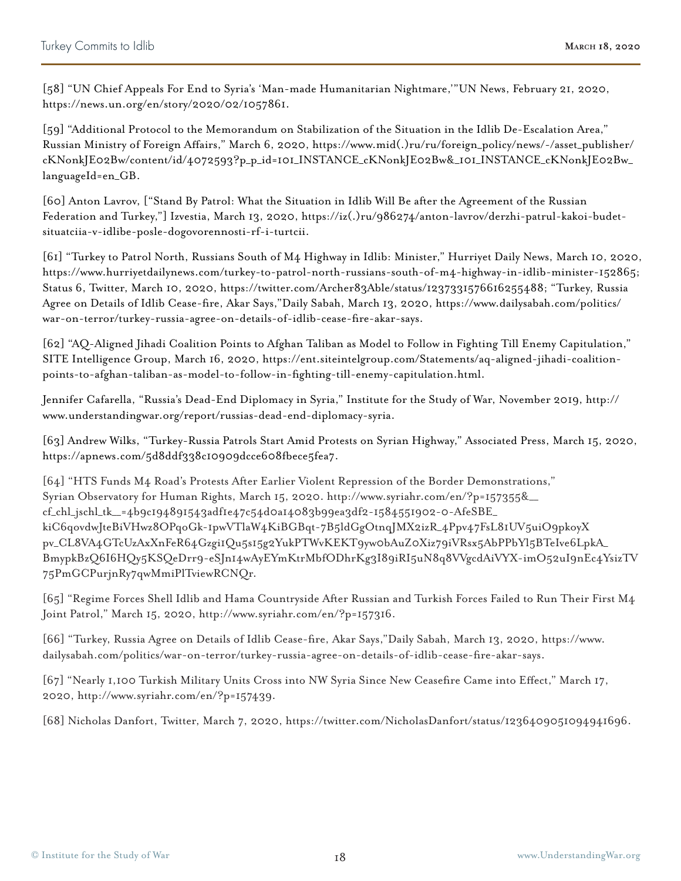[58] "UN Chief Appeals For End to Syria's 'Man-made Humanitarian Nightmare,'"UN News, February 21, 2020, https://news.un.org/en/story/2020/02/1057861.

[59] "Additional Protocol to the Memorandum on Stabilization of the Situation in the Idlib De-Escalation Area," Russian Ministry of Foreign Affairs," March 6, 2020, https://www.mid(.)ru/ru/foreign_policy/news/-/asset_publisher/cKNonkJE02Bw/content/id/4072593?p_p_id=101_INSTANCE_cKNonkJE02Bw&_101_INSTANCE_cKNonkJE02Bw_languageId=en_GB.

[60] Anton Lavrov, ["Stand By Patrol: What the Situation in Idlib Will Be after the Agreement of the Russian Federation and Turkey,"] Izvestia, March 13, 2020, https://iz(.)ru/986274/anton-lavrov/derzhi-patrul-kakoi-budet-situatciia-v-idlibe-posle-dogovorennosti-rf-i-turtcii.

[61] "Turkey to Patrol North, Russians South of M4 Highway in Idlib: Minister," Hurriyet Daily News, March 10, 2020, https://www.hurriyetdailynews.com/turkey-to-patrol-north-russians-south-of-m4-highway-in-idlib-minister-152865; Status 6, Twitter, March 10, 2020, https://twitter.com/Archer83Able/status/1237331576616255488; "Turkey, Russia Agree on Details of Idlib Cease-fire, Akar Says,"Daily Sabah, March 13, 2020, https://www.dailysabah.com/politics/war-on-terror/turkey-russia-agree-on-details-of-idlib-cease-fire-akar-says.

[62] "AQ-Aligned Jihadi Coalition Points to Afghan Taliban as Model to Follow in Fighting Till Enemy Capitulation," SITE Intelligence Group, March 16, 2020, https://ent.siteintelgroup.com/Statements/aq-aligned-jihadi-coalition-points-to-afghan-taliban-as-model-to-follow-in-fighting-till-enemy-capitulation.html.

Jennifer Cafarella, "Russia's Dead-End Diplomacy in Syria," Institute for the Study of War, November 2019, http://www.understandingwar.org/report/russias-dead-end-diplomacy-syria.

[63] Andrew Wilks, "Turkey-Russia Patrols Start Amid Protests on Syrian Highway," Associated Press, March 15, 2020, https://apnews.com/5d8ddf338c10909dcce608fbece5fea7.

[64] "HTS Funds M4 Road's Protests After Earlier Violent Repression of the Border Demonstrations," Syrian Observatory for Human Rights, March 15, 2020. http://www.syriahr.com/en/?p=157355&__cf_chl_jschl_tk__=4b9c19489 1543adf1e47c54d0a14083b99ea3df2-1584551902-0-AfeSBE_kiC6qovdwJteBiVHwz8OPqoGk-1pwVTlaW4KiBGBqt-7B5ldGgOtnqJMX2izR_4Ppv47FsL81UV5uiO9pkoyXpv_CL8VA4GTcUzAxXnFeR64Gzgi1Qu5s15g2YukPTWvKEKT9yw0bAuZ0Xiz79iVRsx5AbPPbYl5BTeIve6LpkA_BmypkBzQ6I6HQy5KSQeDrr9-eSJn14wAyEYmKtrMbfODhrKg3I89iRI5uN8q8VVgcdAiVYX-imO52uI9nEc4YsizTV75PmGCPurjnRy7qwMmiPlTviewRCNQr.

[65] "Regime Forces Shell Idlib and Hama Countryside After Russian and Turkish Forces Failed to Run Their First M4 Joint Patrol," March 15, 2020, http://www.syriahr.com/en/?p=157316.

[66] "Turkey, Russia Agree on Details of Idlib Cease-fire, Akar Says,"Daily Sabah, March 13, 2020, https://www.dailysabah.com/politics/war-on-terror/turkey-russia-agree-on-details-of-idlib-cease-fire-akar-says.

[67] "Nearly 1,100 Turkish Military Units Cross into NW Syria Since New Ceasefire Came into Effect," March 17, 2020, http://www.syriahr.com/en/?p=157439.

[68] Nicholas Danfort, Twitter, March 7, 2020, https://twitter.com/NicholasDanfort/status/1236409051094941696.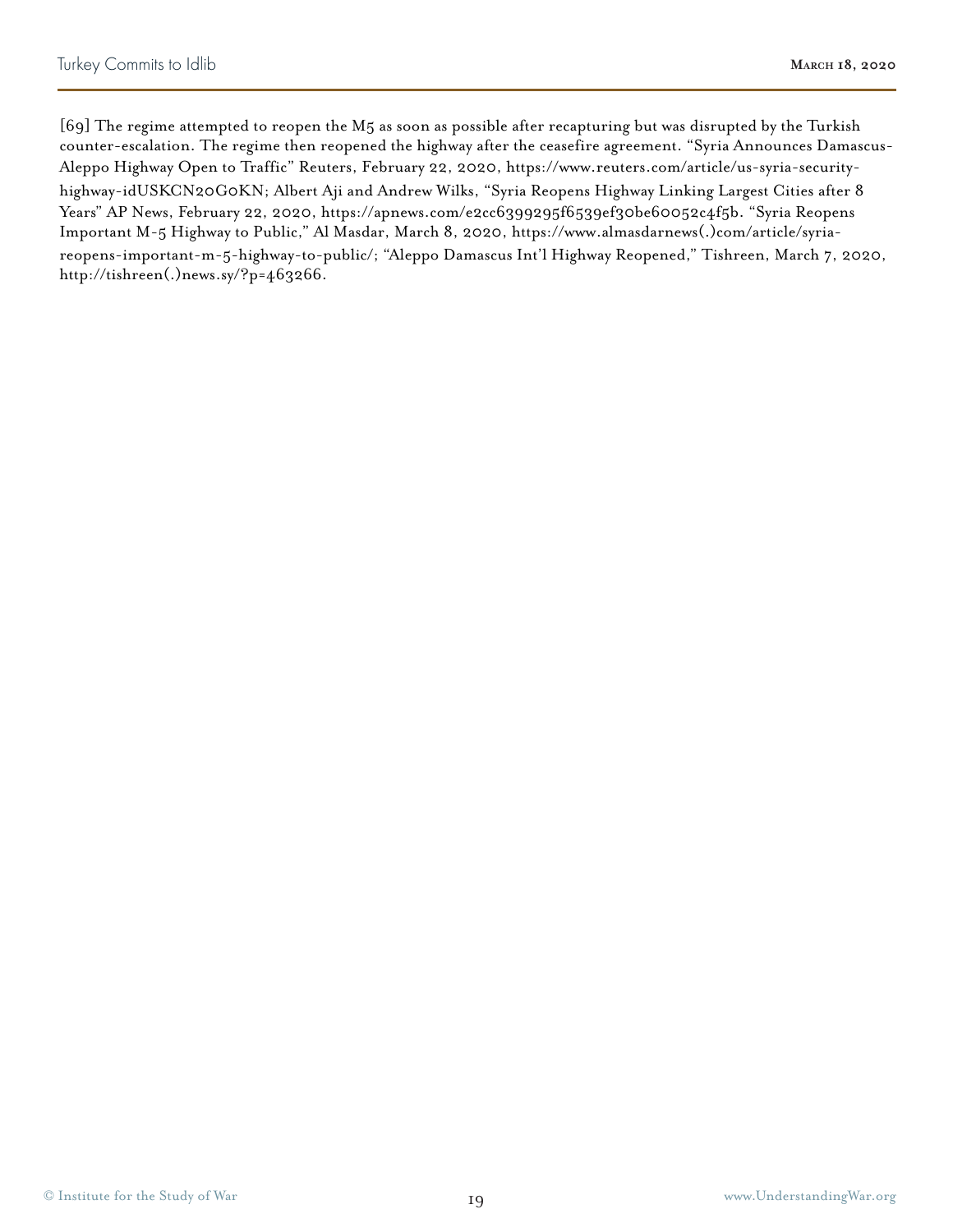[69] The regime attempted to reopen the M5 as soon as possible after recapturing but was disrupted by the Turkish counter-escalation. The regime then reopened the highway after the ceasefire agreement. "Syria Announces Damascus-Aleppo Highway Open to Traffic" Reuters, February 22, 2020, https://www.reuters.com/article/us-syria-security-highway-idUSKCN20G0KN; Albert Aji and Andrew Wilks, "Syria Reopens Highway Linking Largest Cities after 8 Years" AP News, February 22, 2020, https://apnews.com/e2cc6399295f6539ef30be60052c4f5b. "Syria Reopens Important M-5 Highway to Public," Al Masdar, March 8, 2020, https://www.almasdarnews(.)com/article/syria-reopens-important-m-5-highway-to-public/; "Aleppo Damascus Int'l Highway Reopened," Tishreen, March 7, 2020, http://tishreen(.)news.sy/?p=463266.